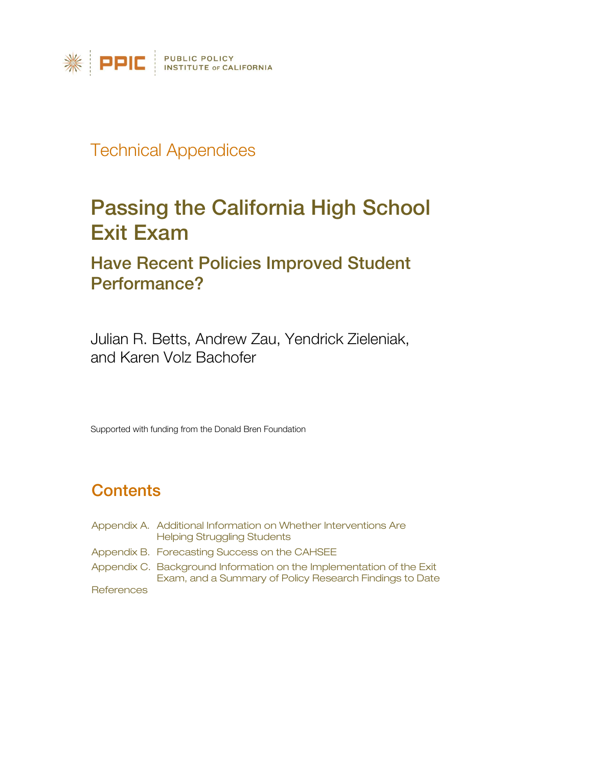PPIC | PUBLIC POLICY INSTITUTE OF CALIFORNIA

Technical Appendices

# Passing the California High School Exit Exam

## Have Recent Policies Improved Student Performance?

Julian R. Betts, Andrew Zau, Yendrick Zieleniak, and Karen Volz Bachofer

Supported with funding from the Donald Bren Foundation

## Contents

Appendix A. Additional Information on Whether Interventions Are Helping Struggling Students

Appendix B. Forecasting Success on the CAHSEE

Appendix C. Background Information on the Implementation of the Exit Exam, and a Summary of Policy Research Findings to Date

References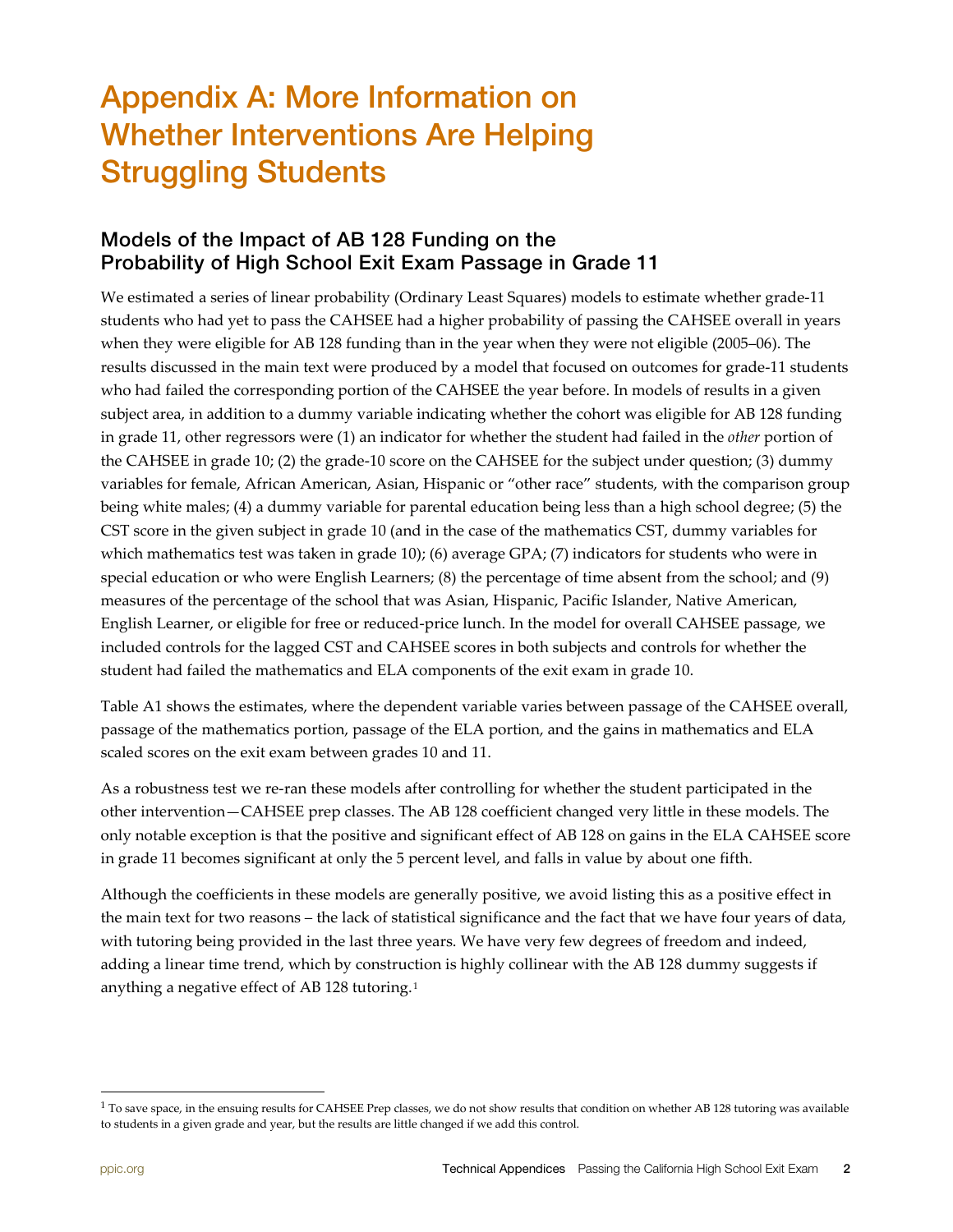# Appendix A: More Information on Whether Interventions Are Helping Struggling Students

## Models of the Impact of AB 128 Funding on the Probability of High School Exit Exam Passage in Grade 11

We estimated a series of linear probability (Ordinary Least Squares) models to estimate whether grade-11 students who had yet to pass the CAHSEE had a higher probability of passing the CAHSEE overall in years when they were eligible for AB 128 funding than in the year when they were not eligible (2005–06). The results discussed in the main text were produced by a model that focused on outcomes for grade-11 students who had failed the corresponding portion of the CAHSEE the year before. In models of results in a given subject area, in addition to a dummy variable indicating whether the cohort was eligible for AB 128 funding in grade 11, other regressors were (1) an indicator for whether the student had failed in the *other* portion of the CAHSEE in grade 10; (2) the grade-10 score on the CAHSEE for the subject under question; (3) dummy variables for female, African American, Asian, Hispanic or "other race" students, with the comparison group being white males; (4) a dummy variable for parental education being less than a high school degree; (5) the CST score in the given subject in grade 10 (and in the case of the mathematics CST, dummy variables for which mathematics test was taken in grade 10); (6) average GPA; (7) indicators for students who were in special education or who were English Learners; (8) the percentage of time absent from the school; and (9) measures of the percentage of the school that was Asian, Hispanic, Pacific Islander, Native American, English Learner, or eligible for free or reduced-price lunch. In the model for overall CAHSEE passage, we included controls for the lagged CST and CAHSEE scores in both subjects and controls for whether the student had failed the mathematics and ELA components of the exit exam in grade 10.

Table A1 shows the estimates, where the dependent variable varies between passage of the CAHSEE overall, passage of the mathematics portion, passage of the ELA portion, and the gains in mathematics and ELA scaled scores on the exit exam between grades 10 and 11.

As a robustness test we re-ran these models after controlling for whether the student participated in the other intervention—CAHSEE prep classes. The AB 128 coefficient changed very little in these models. The only notable exception is that the positive and significant effect of AB 128 on gains in the ELA CAHSEE score in grade 11 becomes significant at only the 5 percent level, and falls in value by about one fifth.

Although the coefficients in these models are generally positive, we avoid listing this as a positive effect in the main text for two reasons – the lack of statistical significance and the fact that we have four years of data, with tutoring being provided in the last three years. We have very few degrees of freedom and indeed, adding a linear time trend, which by construction is highly collinear with the AB 128 dummy suggests if anything a negative effect of AB 128 tutoring.[1]

[1] To save space, in the ensuing results for CAHSEE Prep classes, we do not show results that condition on whether AB 128 tutoring was available to students in a given grade and year, but the results are little changed if we add this control.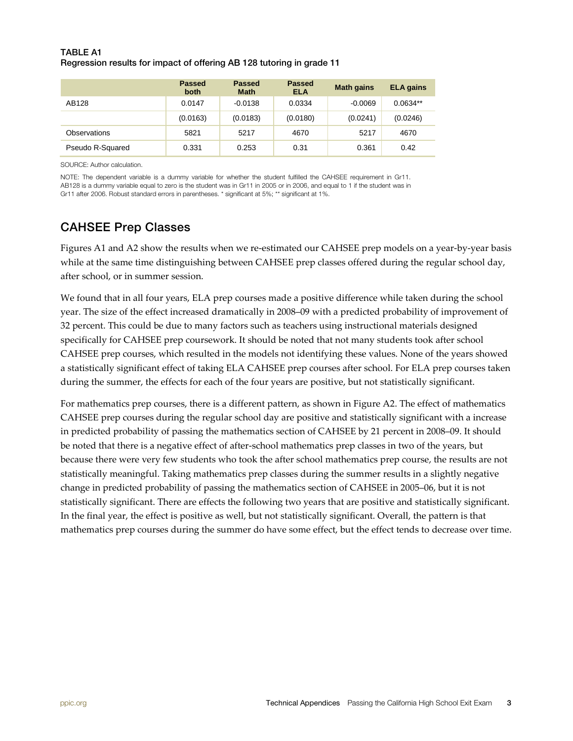**TABLE A1**
**Regression results for impact of offering AB 128 tutoring in grade 11**

| | Passed both | Passed Math | Passed ELA | Math gains | ELA gains |
|---|---|---|---|---|---|
| AB128 | 0.0147 | -0.0138 | 0.0334 | -0.0069 | 0.0634** |
| | (0.0163) | (0.0183) | (0.0180) | (0.0241) | (0.0246) |
| Observations | 5821 | 5217 | 4670 | 5217 | 4670 |
| Pseudo R-Squared | 0.331 | 0.253 | 0.31 | 0.361 | 0.42 |

SOURCE: Author calculation.

NOTE: The dependent variable is a dummy variable for whether the student fulfilled the CAHSEE requirement in Gr11. AB128 is a dummy variable equal to zero is the student was in Gr11 in 2005 or in 2006, and equal to 1 if the student was in Gr11 after 2006. Robust standard errors in parentheses. * significant at 5%; ** significant at 1%.

## CAHSEE Prep Classes

Figures A1 and A2 show the results when we re-estimated our CAHSEE prep models on a year-by-year basis while at the same time distinguishing between CAHSEE prep classes offered during the regular school day, after school, or in summer session.

We found that in all four years, ELA prep courses made a positive difference while taken during the school year. The size of the effect increased dramatically in 2008–09 with a predicted probability of improvement of 32 percent. This could be due to many factors such as teachers using instructional materials designed specifically for CAHSEE prep coursework. It should be noted that not many students took after school CAHSEE prep courses, which resulted in the models not identifying these values. None of the years showed a statistically significant effect of taking ELA CAHSEE prep courses after school. For ELA prep courses taken during the summer, the effects for each of the four years are positive, but not statistically significant.

For mathematics prep courses, there is a different pattern, as shown in Figure A2. The effect of mathematics CAHSEE prep courses during the regular school day are positive and statistically significant with a increase in predicted probability of passing the mathematics section of CAHSEE by 21 percent in 2008–09. It should be noted that there is a negative effect of after-school mathematics prep classes in two of the years, but because there were very few students who took the after school mathematics prep course, the results are not statistically meaningful. Taking mathematics prep classes during the summer results in a slightly negative change in predicted probability of passing the mathematics section of CAHSEE in 2005–06, but it is not statistically significant. There are effects the following two years that are positive and statistically significant. In the final year, the effect is positive as well, but not statistically significant. Overall, the pattern is that mathematics prep courses during the summer do have some effect, but the effect tends to decrease over time.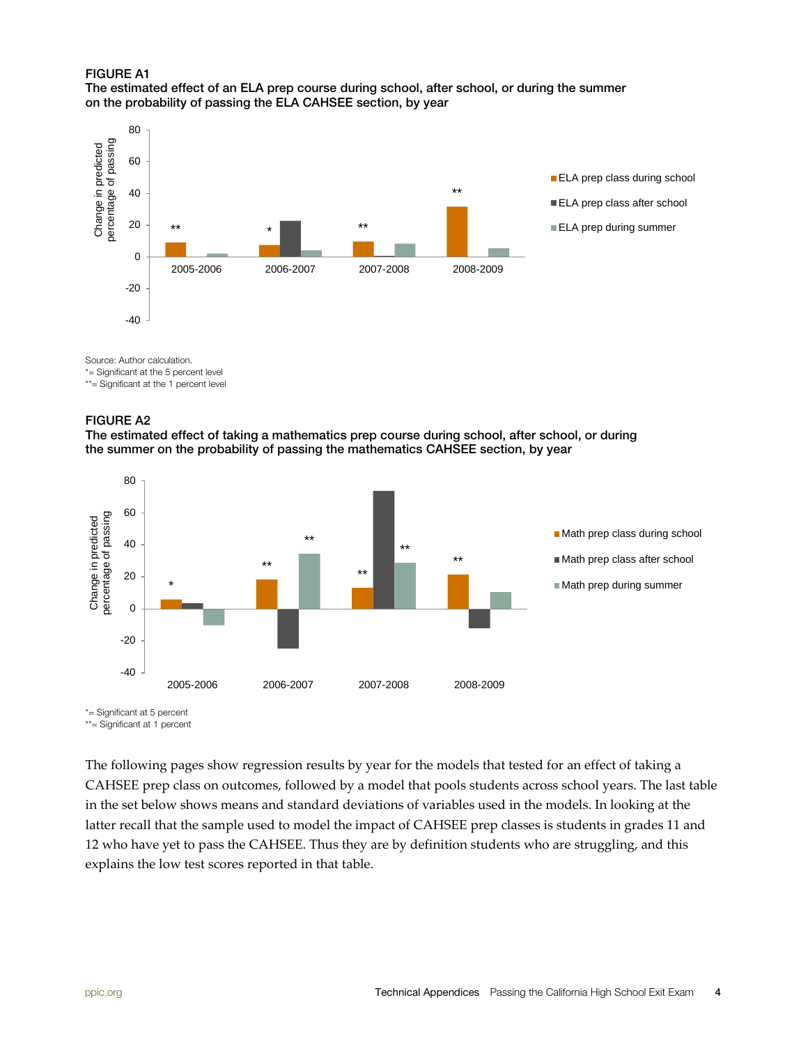**FIGURE A1**
**The estimated effect of an ELA prep course during school, after school, or during the summer on the probability of passing the ELA CAHSEE section, by year**

Source: Author calculation.
*= Significant at the 5 percent level
**= Significant at the 1 percent level

**FIGURE A2**
**The estimated effect of taking a mathematics prep course during school, after school, or during the summer on the probability of passing the mathematics CAHSEE section, by year**

*= Significant at 5 percent
**= Significant at 1 percent

The following pages show regression results by year for the models that tested for an effect of taking a CAHSEE prep class on outcomes, followed by a model that pools students across school years. The last table in the set below shows means and standard deviations of variables used in the models. In looking at the latter recall that the sample used to model the impact of CAHSEE prep classes is students in grades 11 and 12 who have yet to pass the CAHSEE. Thus they are by definition students who are struggling, and this explains the low test scores reported in that table.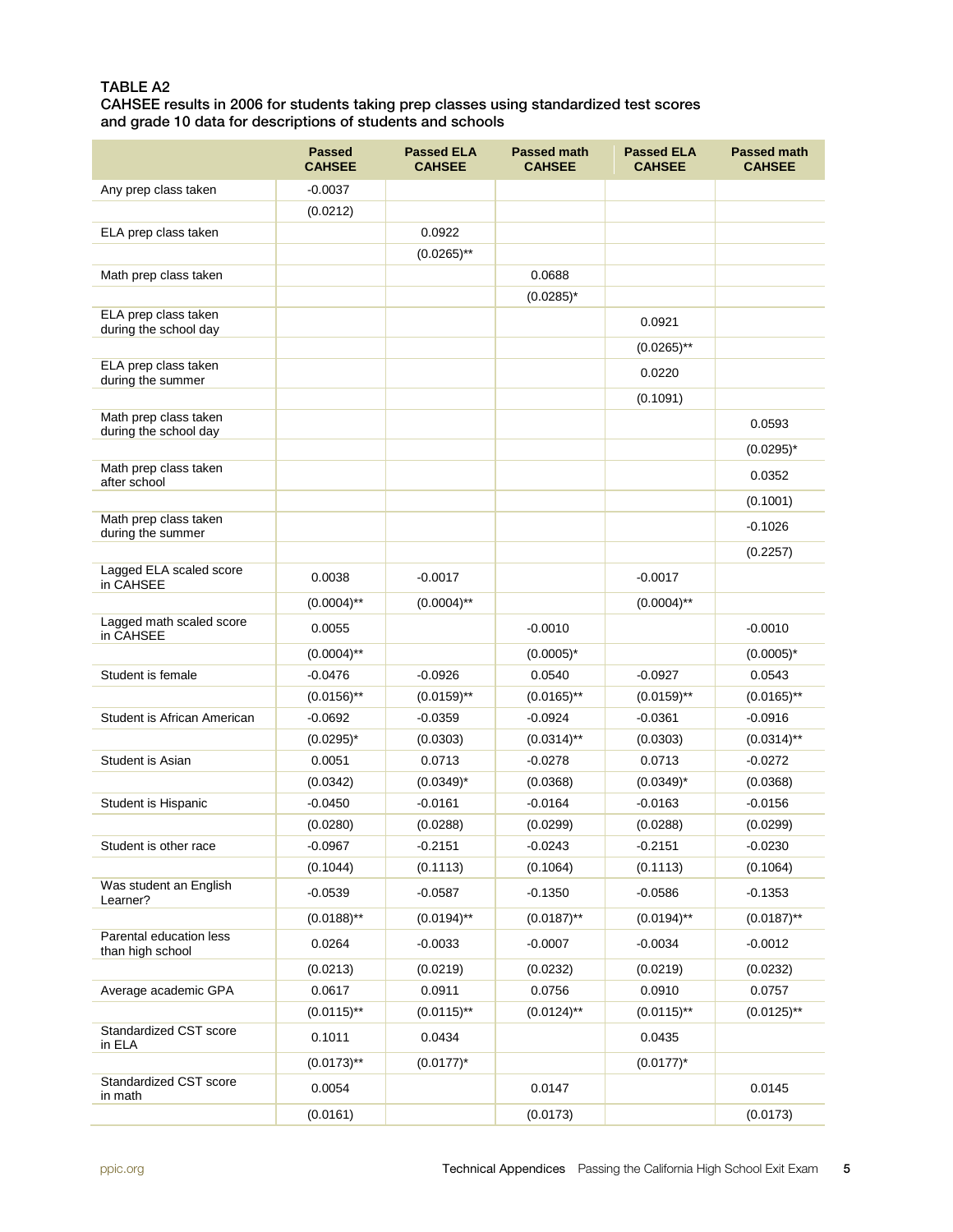**TABLE A2**
**CAHSEE results in 2006 for students taking prep classes using standardized test scores and grade 10 data for descriptions of students and schools**

| | Passed CAHSEE | Passed ELA CAHSEE | Passed math CAHSEE | Passed ELA CAHSEE | Passed math CAHSEE |
|---|---|---|---|---|---|
| Any prep class taken | -0.0037 | | | | |
| | (0.0212) | | | | |
| ELA prep class taken | | 0.0922 | | | |
| | | (0.0265)** | | | |
| Math prep class taken | | | 0.0688 | | |
| | | | (0.0285)* | | |
| ELA prep class taken during the school day | | | | 0.0921 | |
| | | | | (0.0265)** | |
| ELA prep class taken during the summer | | | | 0.0220 | |
| | | | | (0.1091) | |
| Math prep class taken during the school day | | | | | 0.0593 |
| | | | | | (0.0295)* |
| Math prep class taken after school | | | | | 0.0352 |
| | | | | | (0.1001) |
| Math prep class taken during the summer | | | | | -0.1026 |
| | | | | | (0.2257) |
| Lagged ELA scaled score in CAHSEE | 0.0038 | -0.0017 | | -0.0017 | |
| | (0.0004)** | (0.0004)** | | (0.0004)** | |
| Lagged math scaled score in CAHSEE | 0.0055 | | -0.0010 | | -0.0010 |
| | (0.0004)** | | (0.0005)* | | (0.0005)* |
| Student is female | -0.0476 | -0.0926 | 0.0540 | -0.0927 | 0.0543 |
| | (0.0156)** | (0.0159)** | (0.0165)** | (0.0159)** | (0.0165)** |
| Student is African American | -0.0692 | -0.0359 | -0.0924 | -0.0361 | -0.0916 |
| | (0.0295)* | (0.0303) | (0.0314)** | (0.0303) | (0.0314)** |
| Student is Asian | 0.0051 | 0.0713 | -0.0278 | 0.0713 | -0.0272 |
| | (0.0342) | (0.0349)* | (0.0368) | (0.0349)* | (0.0368) |
| Student is Hispanic | -0.0450 | -0.0161 | -0.0164 | -0.0163 | -0.0156 |
| | (0.0280) | (0.0288) | (0.0299) | (0.0288) | (0.0299) |
| Student is other race | -0.0967 | -0.2151 | -0.0243 | -0.2151 | -0.0230 |
| | (0.1044) | (0.1113) | (0.1064) | (0.1113) | (0.1064) |
| Was student an English Learner? | -0.0539 | -0.0587 | -0.1350 | -0.0586 | -0.1353 |
| | (0.0188)** | (0.0194)** | (0.0187)** | (0.0194)** | (0.0187)** |
| Parental education less than high school | 0.0264 | -0.0033 | -0.0007 | -0.0034 | -0.0012 |
| | (0.0213) | (0.0219) | (0.0232) | (0.0219) | (0.0232) |
| Average academic GPA | 0.0617 | 0.0911 | 0.0756 | 0.0910 | 0.0757 |
| | (0.0115)** | (0.0115)** | (0.0124)** | (0.0115)** | (0.0125)** |
| Standardized CST score in ELA | 0.1011 | 0.0434 | | 0.0435 | |
| | (0.0173)** | (0.0177)* | | (0.0177)* | |
| Standardized CST score in math | 0.0054 | | 0.0147 | | 0.0145 |
| | (0.0161) | | (0.0173) | | (0.0173) |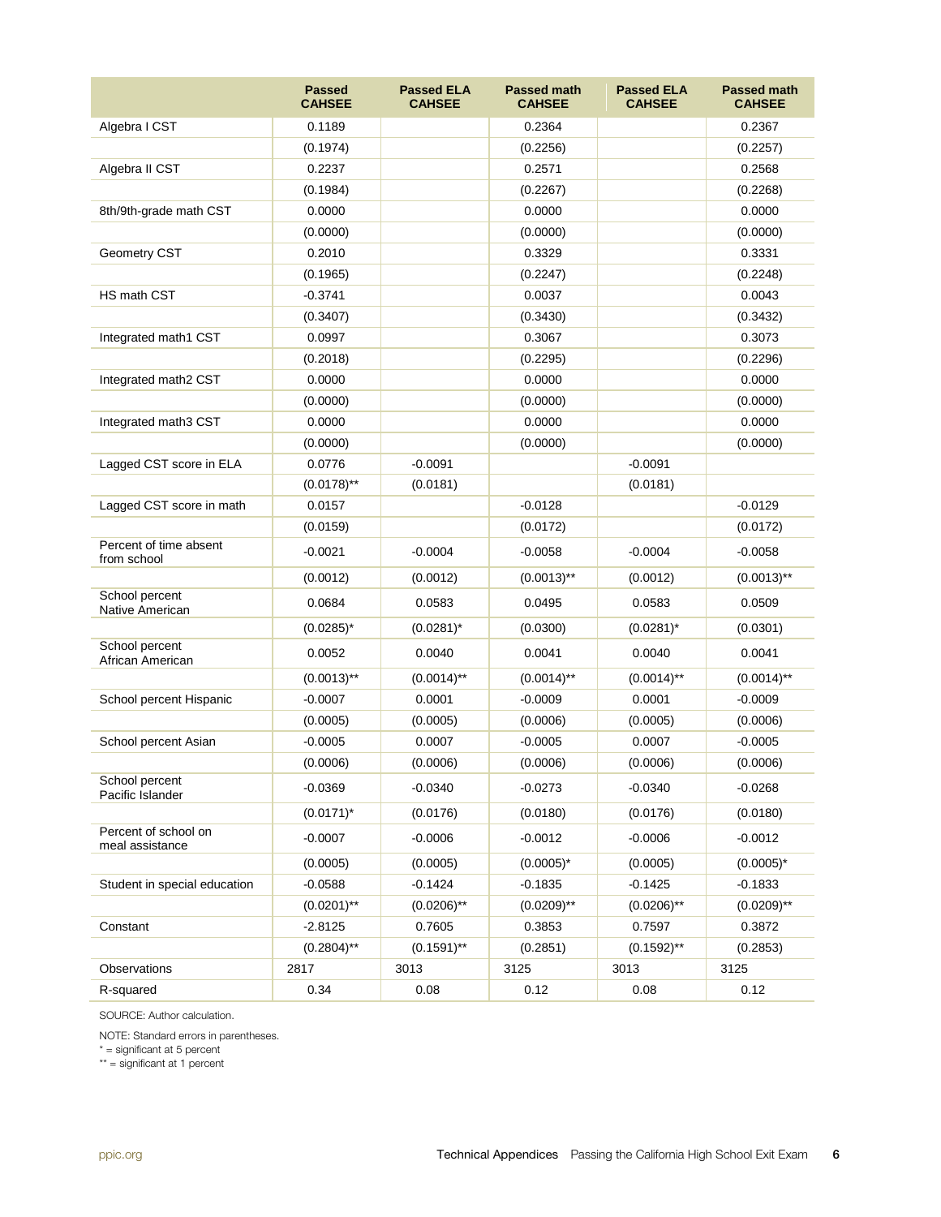| | Passed CAHSEE | Passed ELA CAHSEE | Passed math CAHSEE | Passed ELA CAHSEE | Passed math CAHSEE |
|---|---|---|---|---|---|
| Algebra I CST | 0.1189 | | 0.2364 | | 0.2367 |
| | (0.1974) | | (0.2256) | | (0.2257) |
| Algebra II CST | 0.2237 | | 0.2571 | | 0.2568 |
| | (0.1984) | | (0.2267) | | (0.2268) |
| 8th/9th-grade math CST | 0.0000 | | 0.0000 | | 0.0000 |
| | (0.0000) | | (0.0000) | | (0.0000) |
| Geometry CST | 0.2010 | | 0.3329 | | 0.3331 |
| | (0.1965) | | (0.2247) | | (0.2248) |
| HS math CST | -0.3741 | | 0.0037 | | 0.0043 |
| | (0.3407) | | (0.3430) | | (0.3432) |
| Integrated math1 CST | 0.0997 | | 0.3067 | | 0.3073 |
| | (0.2018) | | (0.2295) | | (0.2296) |
| Integrated math2 CST | 0.0000 | | 0.0000 | | 0.0000 |
| | (0.0000) | | (0.0000) | | (0.0000) |
| Integrated math3 CST | 0.0000 | | 0.0000 | | 0.0000 |
| | (0.0000) | | (0.0000) | | (0.0000) |
| Lagged CST score in ELA | 0.0776 | -0.0091 | | -0.0091 | |
| | (0.0178)** | (0.0181) | | (0.0181) | |
| Lagged CST score in math | 0.0157 | | -0.0128 | | -0.0129 |
| | (0.0159) | | (0.0172) | | (0.0172) |
| Percent of time absent from school | -0.0021 | -0.0004 | -0.0058 | -0.0004 | -0.0058 |
| | (0.0012) | (0.0012) | (0.0013)** | (0.0012) | (0.0013)** |
| School percent Native American | 0.0684 | 0.0583 | 0.0495 | 0.0583 | 0.0509 |
| | (0.0285)* | (0.0281)* | (0.0300) | (0.0281)* | (0.0301) |
| School percent African American | 0.0052 | 0.0040 | 0.0041 | 0.0040 | 0.0041 |
| | (0.0013)** | (0.0014)** | (0.0014)** | (0.0014)** | (0.0014)** |
| School percent Hispanic | -0.0007 | 0.0001 | -0.0009 | 0.0001 | -0.0009 |
| | (0.0005) | (0.0005) | (0.0006) | (0.0005) | (0.0006) |
| School percent Asian | -0.0005 | 0.0007 | -0.0005 | 0.0007 | -0.0005 |
| | (0.0006) | (0.0006) | (0.0006) | (0.0006) | (0.0006) |
| School percent Pacific Islander | -0.0369 | -0.0340 | -0.0273 | -0.0340 | -0.0268 |
| | (0.0171)* | (0.0176) | (0.0180) | (0.0176) | (0.0180) |
| Percent of school on meal assistance | -0.0007 | -0.0006 | -0.0012 | -0.0006 | -0.0012 |
| | (0.0005) | (0.0005) | (0.0005)* | (0.0005) | (0.0005)* |
| Student in special education | -0.0588 | -0.1424 | -0.1835 | -0.1425 | -0.1833 |
| | (0.0201)** | (0.0206)** | (0.0209)** | (0.0206)** | (0.0209)** |
| Constant | -2.8125 | 0.7605 | 0.3853 | 0.7597 | 0.3872 |
| | (0.2804)** | (0.1591)** | (0.2851) | (0.1592)** | (0.2853) |
| Observations | 2817 | 3013 | 3125 | 3013 | 3125 |
| R-squared | 0.34 | 0.08 | 0.12 | 0.08 | 0.12 |

SOURCE: Author calculation.

NOTE: Standard errors in parentheses.
* = significant at 5 percent
** = significant at 1 percent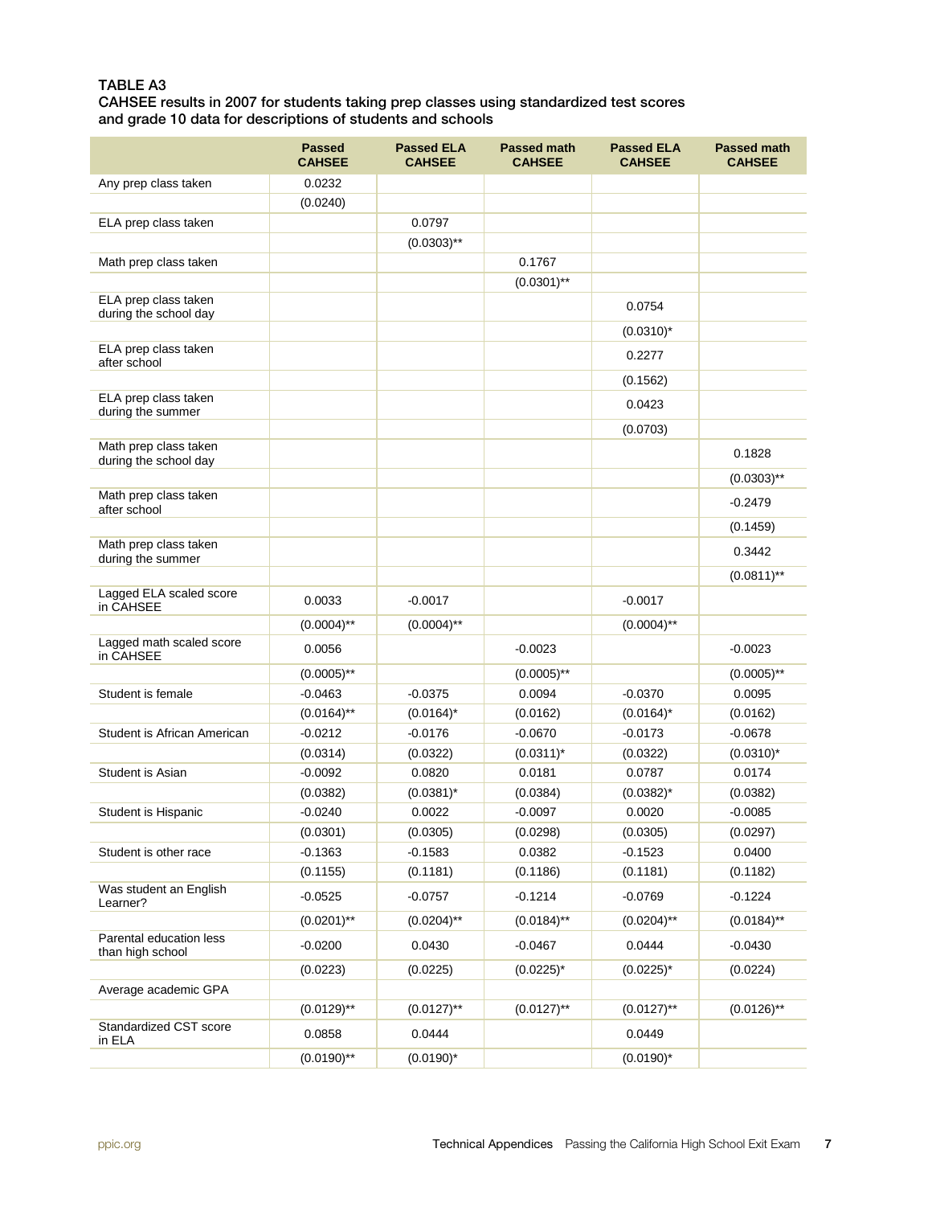**TABLE A3**
**CAHSEE results in 2007 for students taking prep classes using standardized test scores and grade 10 data for descriptions of students and schools**

| | Passed CAHSEE | Passed ELA CAHSEE | Passed math CAHSEE | Passed ELA CAHSEE | Passed math CAHSEE |
|---|---|---|---|---|---|
| Any prep class taken | 0.0232 | | | | |
| | (0.0240) | | | | |
| ELA prep class taken | | 0.0797 | | | |
| | | (0.0303)** | | | |
| Math prep class taken | | | 0.1767 | | |
| | | | (0.0301)** | | |
| ELA prep class taken during the school day | | | | 0.0754 | |
| | | | | (0.0310)* | |
| ELA prep class taken after school | | | | 0.2277 | |
| | | | | (0.1562) | |
| ELA prep class taken during the summer | | | | 0.0423 | |
| | | | | (0.0703) | |
| Math prep class taken during the school day | | | | | 0.1828 |
| | | | | | (0.0303)** |
| Math prep class taken after school | | | | | -0.2479 |
| | | | | | (0.1459) |
| Math prep class taken during the summer | | | | | 0.3442 |
| | | | | | (0.0811)** |
| Lagged ELA scaled score in CAHSEE | 0.0033 | -0.0017 | | -0.0017 | |
| | (0.0004)** | (0.0004)** | | (0.0004)** | |
| Lagged math scaled score in CAHSEE | 0.0056 | | -0.0023 | | -0.0023 |
| | (0.0005)** | | (0.0005)** | | (0.0005)** |
| Student is female | -0.0463 | -0.0375 | 0.0094 | -0.0370 | 0.0095 |
| | (0.0164)** | (0.0164)* | (0.0162) | (0.0164)* | (0.0162) |
| Student is African American | -0.0212 | -0.0176 | -0.0670 | -0.0173 | -0.0678 |
| | (0.0314) | (0.0322) | (0.0311)* | (0.0322) | (0.0310)* |
| Student is Asian | -0.0092 | 0.0820 | 0.0181 | 0.0787 | 0.0174 |
| | (0.0382) | (0.0381)* | (0.0384) | (0.0382)* | (0.0382) |
| Student is Hispanic | -0.0240 | 0.0022 | -0.0097 | 0.0020 | -0.0085 |
| | (0.0301) | (0.0305) | (0.0298) | (0.0305) | (0.0297) |
| Student is other race | -0.1363 | -0.1583 | 0.0382 | -0.1523 | 0.0400 |
| | (0.1155) | (0.1181) | (0.1186) | (0.1181) | (0.1182) |
| Was student an English Learner? | -0.0525 | -0.0757 | -0.1214 | -0.0769 | -0.1224 |
| | (0.0201)** | (0.0204)** | (0.0184)** | (0.0204)** | (0.0184)** |
| Parental education less than high school | -0.0200 | 0.0430 | -0.0467 | 0.0444 | -0.0430 |
| | (0.0223) | (0.0225) | (0.0225)* | (0.0225)* | (0.0224) |
| Average academic GPA | | | | | |
| | (0.0129)** | (0.0127)** | (0.0127)** | (0.0127)** | (0.0126)** |
| Standardized CST score in ELA | 0.0858 | 0.0444 | | 0.0449 | |
| | (0.0190)** | (0.0190)* | | (0.0190)* | |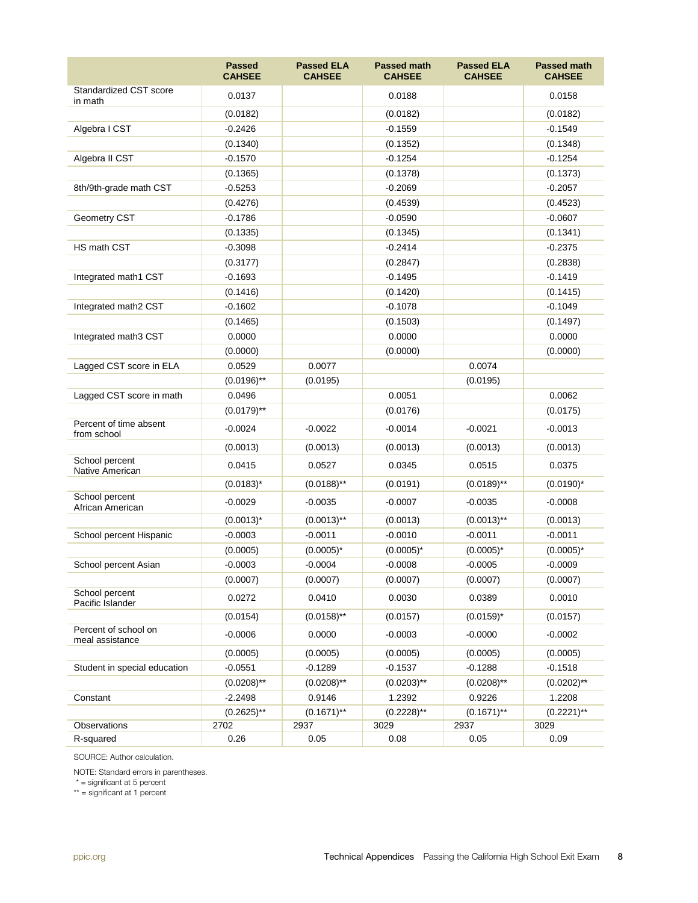| | Passed CAHSEE | Passed ELA CAHSEE | Passed math CAHSEE | Passed ELA CAHSEE | Passed math CAHSEE |
|---|---|---|---|---|---|
| Standardized CST score in math | 0.0137 | | 0.0188 | | 0.0158 |
| | (0.0182) | | (0.0182) | | (0.0182) |
| Algebra I CST | -0.2426 | | -0.1559 | | -0.1549 |
| | (0.1340) | | (0.1352) | | (0.1348) |
| Algebra II CST | -0.1570 | | -0.1254 | | -0.1254 |
| | (0.1365) | | (0.1378) | | (0.1373) |
| 8th/9th-grade math CST | -0.5253 | | -0.2069 | | -0.2057 |
| | (0.4276) | | (0.4539) | | (0.4523) |
| Geometry CST | -0.1786 | | -0.0590 | | -0.0607 |
| | (0.1335) | | (0.1345) | | (0.1341) |
| HS math CST | -0.3098 | | -0.2414 | | -0.2375 |
| | (0.3177) | | (0.2847) | | (0.2838) |
| Integrated math1 CST | -0.1693 | | -0.1495 | | -0.1419 |
| | (0.1416) | | (0.1420) | | (0.1415) |
| Integrated math2 CST | -0.1602 | | -0.1078 | | -0.1049 |
| | (0.1465) | | (0.1503) | | (0.1497) |
| Integrated math3 CST | 0.0000 | | 0.0000 | | 0.0000 |
| | (0.0000) | | (0.0000) | | (0.0000) |
| Lagged CST score in ELA | 0.0529 | 0.0077 | | 0.0074 | |
| | (0.0196)** | (0.0195) | | (0.0195) | |
| Lagged CST score in math | 0.0496 | | 0.0051 | | 0.0062 |
| | (0.0179)** | | (0.0176) | | (0.0175) |
| Percent of time absent from school | -0.0024 | -0.0022 | -0.0014 | -0.0021 | -0.0013 |
| | (0.0013) | (0.0013) | (0.0013) | (0.0013) | (0.0013) |
| School percent Native American | 0.0415 | 0.0527 | 0.0345 | 0.0515 | 0.0375 |
| | (0.0183)* | (0.0188)** | (0.0191) | (0.0189)** | (0.0190)* |
| School percent African American | -0.0029 | -0.0035 | -0.0007 | -0.0035 | -0.0008 |
| | (0.0013)* | (0.0013)** | (0.0013) | (0.0013)** | (0.0013) |
| School percent Hispanic | -0.0003 | -0.0011 | -0.0010 | -0.0011 | -0.0011 |
| | (0.0005) | (0.0005)* | (0.0005)* | (0.0005)* | (0.0005)* |
| School percent Asian | -0.0003 | -0.0004 | -0.0008 | -0.0005 | -0.0009 |
| | (0.0007) | (0.0007) | (0.0007) | (0.0007) | (0.0007) |
| School percent Pacific Islander | 0.0272 | 0.0410 | 0.0030 | 0.0389 | 0.0010 |
| | (0.0154) | (0.0158)** | (0.0157) | (0.0159)* | (0.0157) |
| Percent of school on meal assistance | -0.0006 | 0.0000 | -0.0003 | -0.0000 | -0.0002 |
| | (0.0005) | (0.0005) | (0.0005) | (0.0005) | (0.0005) |
| Student in special education | -0.0551 | -0.1289 | -0.1537 | -0.1288 | -0.1518 |
| | (0.0208)** | (0.0208)** | (0.0203)** | (0.0208)** | (0.0202)** |
| Constant | -2.2498 | 0.9146 | 1.2392 | 0.9226 | 1.2208 |
| | (0.2625)** | (0.1671)** | (0.2228)** | (0.1671)** | (0.2221)** |
| Observations | 2702 | 2937 | 3029 | 2937 | 3029 |
| R-squared | 0.26 | 0.05 | 0.08 | 0.05 | 0.09 |

SOURCE: Author calculation.

NOTE: Standard errors in parentheses.
 * = significant at 5 percent
 ** = significant at 1 percent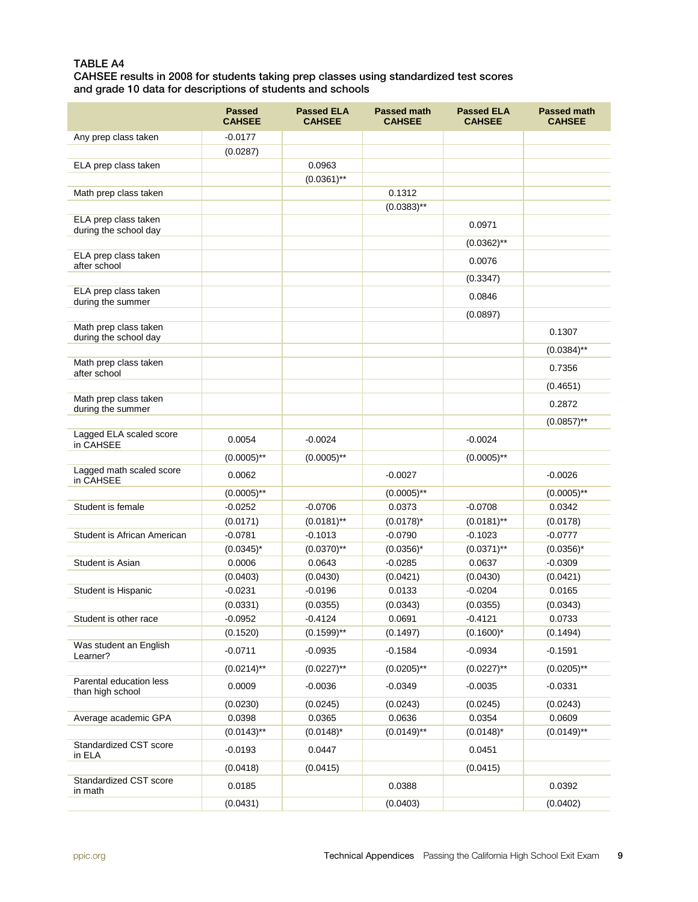**TABLE A4**
**CAHSEE results in 2008 for students taking prep classes using standardized test scores and grade 10 data for descriptions of students and schools**

| | Passed CAHSEE | Passed ELA CAHSEE | Passed math CAHSEE | Passed ELA CAHSEE | Passed math CAHSEE |
|---|---|---|---|---|---|
| Any prep class taken | -0.0177 | | | | |
| | (0.0287) | | | | |
| ELA prep class taken | | 0.0963 | | | |
| | | (0.0361)** | | | |
| Math prep class taken | | | 0.1312 | | |
| | | | (0.0383)** | | |
| ELA prep class taken during the school day | | | | 0.0971 | |
| | | | | (0.0362)** | |
| ELA prep class taken after school | | | | 0.0076 | |
| | | | | (0.3347) | |
| ELA prep class taken during the summer | | | | 0.0846 | |
| | | | | (0.0897) | |
| Math prep class taken during the school day | | | | | 0.1307 |
| | | | | | (0.0384)** |
| Math prep class taken after school | | | | | 0.7356 |
| | | | | | (0.4651) |
| Math prep class taken during the summer | | | | | 0.2872 |
| | | | | | (0.0857)** |
| Lagged ELA scaled score in CAHSEE | 0.0054 | -0.0024 | | -0.0024 | |
| | (0.0005)** | (0.0005)** | | (0.0005)** | |
| Lagged math scaled score in CAHSEE | 0.0062 | | -0.0027 | | -0.0026 |
| | (0.0005)** | | (0.0005)** | | (0.0005)** |
| Student is female | -0.0252 | -0.0706 | 0.0373 | -0.0708 | 0.0342 |
| | (0.0171) | (0.0181)** | (0.0178)* | (0.0181)** | (0.0178) |
| Student is African American | -0.0781 | -0.1013 | -0.0790 | -0.1023 | -0.0777 |
| | (0.0345)* | (0.0370)** | (0.0356)* | (0.0371)** | (0.0356)* |
| Student is Asian | 0.0006 | 0.0643 | -0.0285 | 0.0637 | -0.0309 |
| | (0.0403) | (0.0430) | (0.0421) | (0.0430) | (0.0421) |
| Student is Hispanic | -0.0231 | -0.0196 | 0.0133 | -0.0204 | 0.0165 |
| | (0.0331) | (0.0355) | (0.0343) | (0.0355) | (0.0343) |
| Student is other race | -0.0952 | -0.4124 | 0.0691 | -0.4121 | 0.0733 |
| | (0.1520) | (0.1599)** | (0.1497) | (0.1600)* | (0.1494) |
| Was student an English Learner? | -0.0711 | -0.0935 | -0.1584 | -0.0934 | -0.1591 |
| | (0.0214)** | (0.0227)** | (0.0205)** | (0.0227)** | (0.0205)** |
| Parental education less than high school | 0.0009 | -0.0036 | -0.0349 | -0.0035 | -0.0331 |
| | (0.0230) | (0.0245) | (0.0243) | (0.0245) | (0.0243) |
| Average academic GPA | 0.0398 | 0.0365 | 0.0636 | 0.0354 | 0.0609 |
| | (0.0143)** | (0.0148)* | (0.0149)** | (0.0148)* | (0.0149)** |
| Standardized CST score in ELA | -0.0193 | 0.0447 | | 0.0451 | |
| | (0.0418) | (0.0415) | | (0.0415) | |
| Standardized CST score in math | 0.0185 | | 0.0388 | | 0.0392 |
| | (0.0431) | | (0.0403) | | (0.0402) |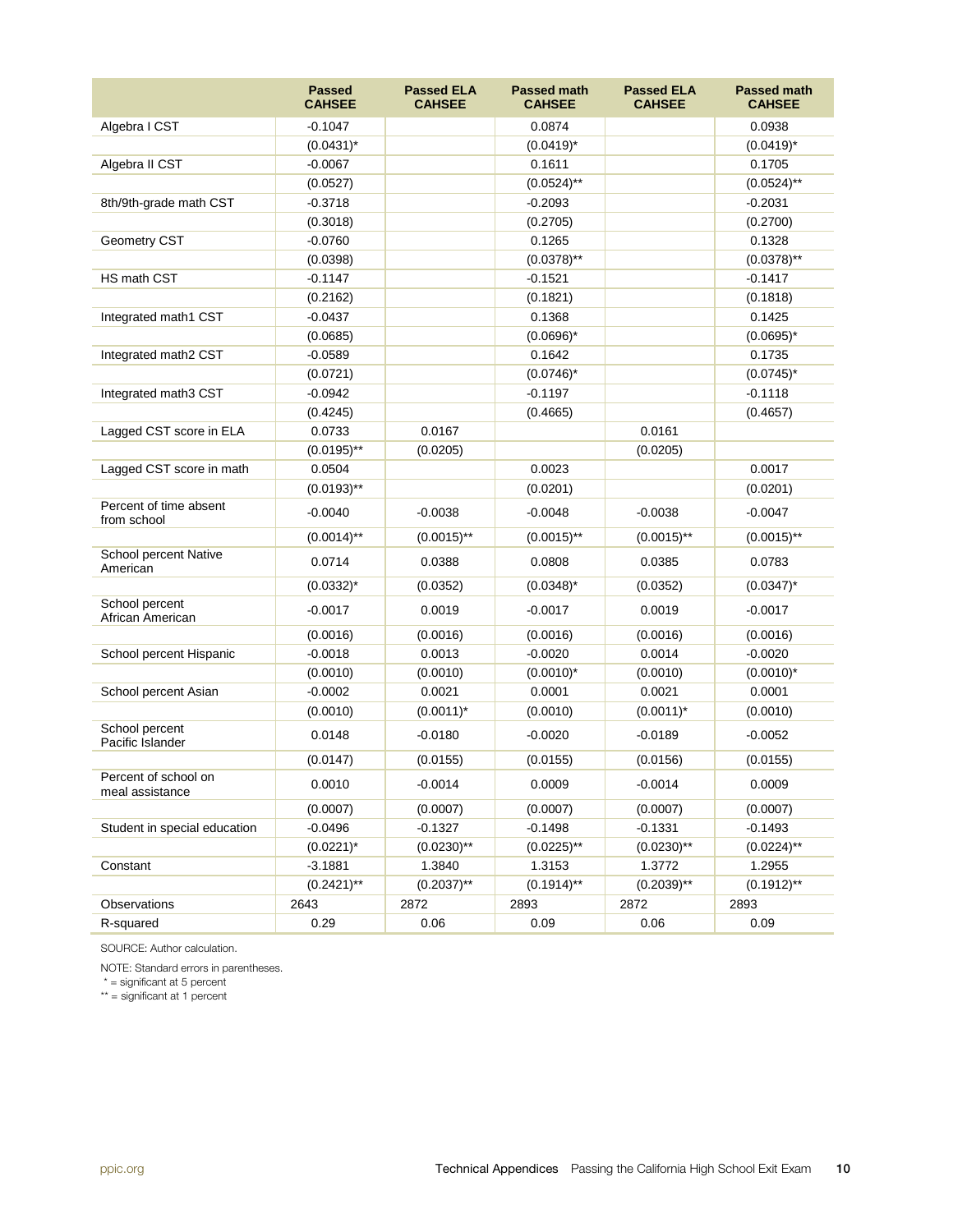| | Passed CAHSEE | Passed ELA CAHSEE | Passed math CAHSEE | Passed ELA CAHSEE | Passed math CAHSEE |
|---|---|---|---|---|---|
| Algebra I CST | -0.1047 | | 0.0874 | | 0.0938 |
| | (0.0431)* | | (0.0419)* | | (0.0419)* |
| Algebra II CST | -0.0067 | | 0.1611 | | 0.1705 |
| | (0.0527) | | (0.0524)** | | (0.0524)** |
| 8th/9th-grade math CST | -0.3718 | | -0.2093 | | -0.2031 |
| | (0.3018) | | (0.2705) | | (0.2700) |
| Geometry CST | -0.0760 | | 0.1265 | | 0.1328 |
| | (0.0398) | | (0.0378)** | | (0.0378)** |
| HS math CST | -0.1147 | | -0.1521 | | -0.1417 |
| | (0.2162) | | (0.1821) | | (0.1818) |
| Integrated math1 CST | -0.0437 | | 0.1368 | | 0.1425 |
| | (0.0685) | | (0.0696)* | | (0.0695)* |
| Integrated math2 CST | -0.0589 | | 0.1642 | | 0.1735 |
| | (0.0721) | | (0.0746)* | | (0.0745)* |
| Integrated math3 CST | -0.0942 | | -0.1197 | | -0.1118 |
| | (0.4245) | | (0.4665) | | (0.4657) |
| Lagged CST score in ELA | 0.0733 | 0.0167 | | 0.0161 | |
| | (0.0195)** | (0.0205) | | (0.0205) | |
| Lagged CST score in math | 0.0504 | | 0.0023 | | 0.0017 |
| | (0.0193)** | | (0.0201) | | (0.0201) |
| Percent of time absent from school | -0.0040 | -0.0038 | -0.0048 | -0.0038 | -0.0047 |
| | (0.0014)** | (0.0015)** | (0.0015)** | (0.0015)** | (0.0015)** |
| School percent Native American | 0.0714 | 0.0388 | 0.0808 | 0.0385 | 0.0783 |
| | (0.0332)* | (0.0352) | (0.0348)* | (0.0352) | (0.0347)* |
| School percent African American | -0.0017 | 0.0019 | -0.0017 | 0.0019 | -0.0017 |
| | (0.0016) | (0.0016) | (0.0016) | (0.0016) | (0.0016) |
| School percent Hispanic | -0.0018 | 0.0013 | -0.0020 | 0.0014 | -0.0020 |
| | (0.0010) | (0.0010) | (0.0010)* | (0.0010) | (0.0010)* |
| School percent Asian | -0.0002 | 0.0021 | 0.0001 | 0.0021 | 0.0001 |
| | (0.0010) | (0.0011)* | (0.0010) | (0.0011)* | (0.0010) |
| School percent Pacific Islander | 0.0148 | -0.0180 | -0.0020 | -0.0189 | -0.0052 |
| | (0.0147) | (0.0155) | (0.0155) | (0.0156) | (0.0155) |
| Percent of school on meal assistance | 0.0010 | -0.0014 | 0.0009 | -0.0014 | 0.0009 |
| | (0.0007) | (0.0007) | (0.0007) | (0.0007) | (0.0007) |
| Student in special education | -0.0496 | -0.1327 | -0.1498 | -0.1331 | -0.1493 |
| | (0.0221)* | (0.0230)** | (0.0225)** | (0.0230)** | (0.0224)** |
| Constant | -3.1881 | 1.3840 | 1.3153 | 1.3772 | 1.2955 |
| | (0.2421)** | (0.2037)** | (0.1914)** | (0.2039)** | (0.1912)** |
| Observations | 2643 | 2872 | 2893 | 2872 | 2893 |
| R-squared | 0.29 | 0.06 | 0.09 | 0.06 | 0.09 |

SOURCE: Author calculation.

NOTE: Standard errors in parentheses.
\* = significant at 5 percent
\*\* = significant at 1 percent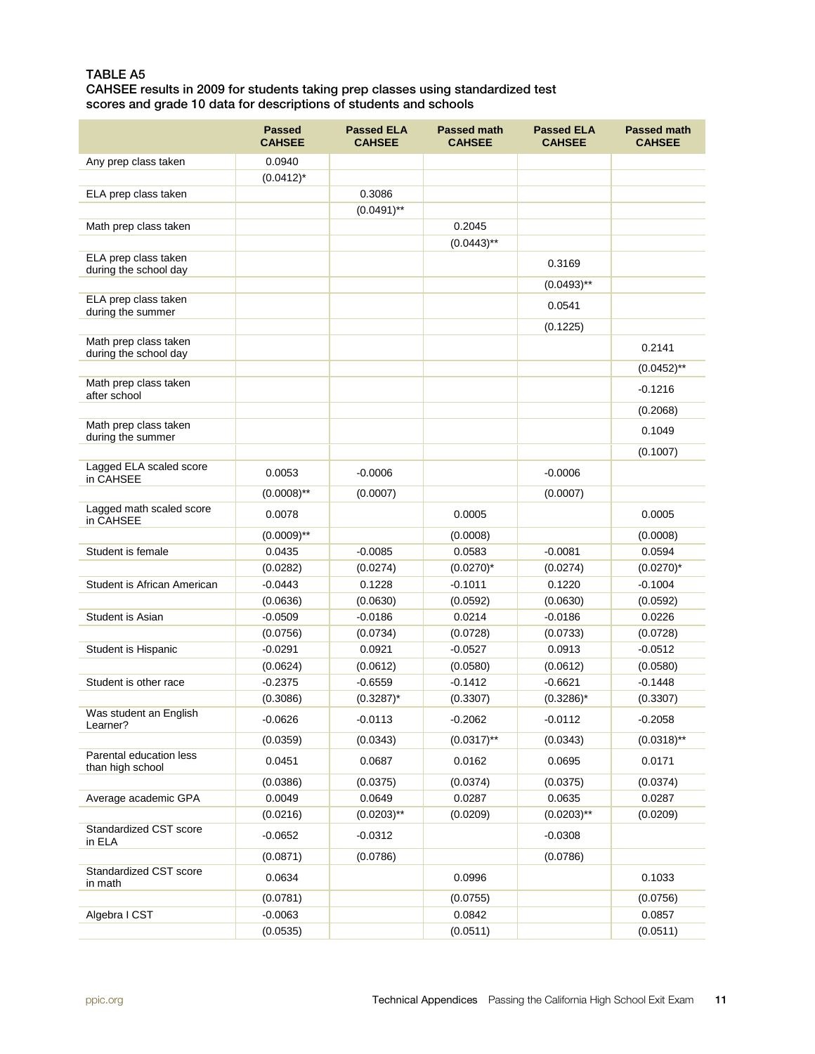### TABLE A5
### CAHSEE results in 2009 for students taking prep classes using standardized test scores and grade 10 data for descriptions of students and schools

| | Passed CAHSEE | Passed ELA CAHSEE | Passed math CAHSEE | Passed ELA CAHSEE | Passed math CAHSEE |
|---|---|---|---|---|---|
| Any prep class taken | 0.0940 | | | | |
| | (0.0412)* | | | | |
| ELA prep class taken | | 0.3086 | | | |
| | | (0.0491)** | | | |
| Math prep class taken | | | 0.2045 | | |
| | | | (0.0443)** | | |
| ELA prep class taken during the school day | | | | 0.3169 | |
| | | | | (0.0493)** | |
| ELA prep class taken during the summer | | | | 0.0541 | |
| | | | | (0.1225) | |
| Math prep class taken during the school day | | | | | 0.2141 |
| | | | | | (0.0452)** |
| Math prep class taken after school | | | | | -0.1216 |
| | | | | | (0.2068) |
| Math prep class taken during the summer | | | | | 0.1049 |
| | | | | | (0.1007) |
| Lagged ELA scaled score in CAHSEE | 0.0053 | -0.0006 | | -0.0006 | |
| | (0.0008)** | (0.0007) | | (0.0007) | |
| Lagged math scaled score in CAHSEE | 0.0078 | | 0.0005 | | 0.0005 |
| | (0.0009)** | | (0.0008) | | (0.0008) |
| Student is female | 0.0435 | -0.0085 | 0.0583 | -0.0081 | 0.0594 |
| | (0.0282) | (0.0274) | (0.0270)* | (0.0274) | (0.0270)* |
| Student is African American | -0.0443 | 0.1228 | -0.1011 | 0.1220 | -0.1004 |
| | (0.0636) | (0.0630) | (0.0592) | (0.0630) | (0.0592) |
| Student is Asian | -0.0509 | -0.0186 | 0.0214 | -0.0186 | 0.0226 |
| | (0.0756) | (0.0734) | (0.0728) | (0.0733) | (0.0728) |
| Student is Hispanic | -0.0291 | 0.0921 | -0.0527 | 0.0913 | -0.0512 |
| | (0.0624) | (0.0612) | (0.0580) | (0.0612) | (0.0580) |
| Student is other race | -0.2375 | -0.6559 | -0.1412 | -0.6621 | -0.1448 |
| | (0.3086) | (0.3287)* | (0.3307) | (0.3286)* | (0.3307) |
| Was student an English Learner? | -0.0626 | -0.0113 | -0.2062 | -0.0112 | -0.2058 |
| | (0.0359) | (0.0343) | (0.0317)** | (0.0343) | (0.0318)** |
| Parental education less than high school | 0.0451 | 0.0687 | 0.0162 | 0.0695 | 0.0171 |
| | (0.0386) | (0.0375) | (0.0374) | (0.0375) | (0.0374) |
| Average academic GPA | 0.0049 | 0.0649 | 0.0287 | 0.0635 | 0.0287 |
| | (0.0216) | (0.0203)** | (0.0209) | (0.0203)** | (0.0209) |
| Standardized CST score in ELA | -0.0652 | -0.0312 | | -0.0308 | |
| | (0.0871) | (0.0786) | | (0.0786) | |
| Standardized CST score in math | 0.0634 | | 0.0996 | | 0.1033 |
| | (0.0781) | | (0.0755) | | (0.0756) |
| Algebra I CST | -0.0063 | | 0.0842 | | 0.0857 |
| | (0.0535) | | (0.0511) | | (0.0511) |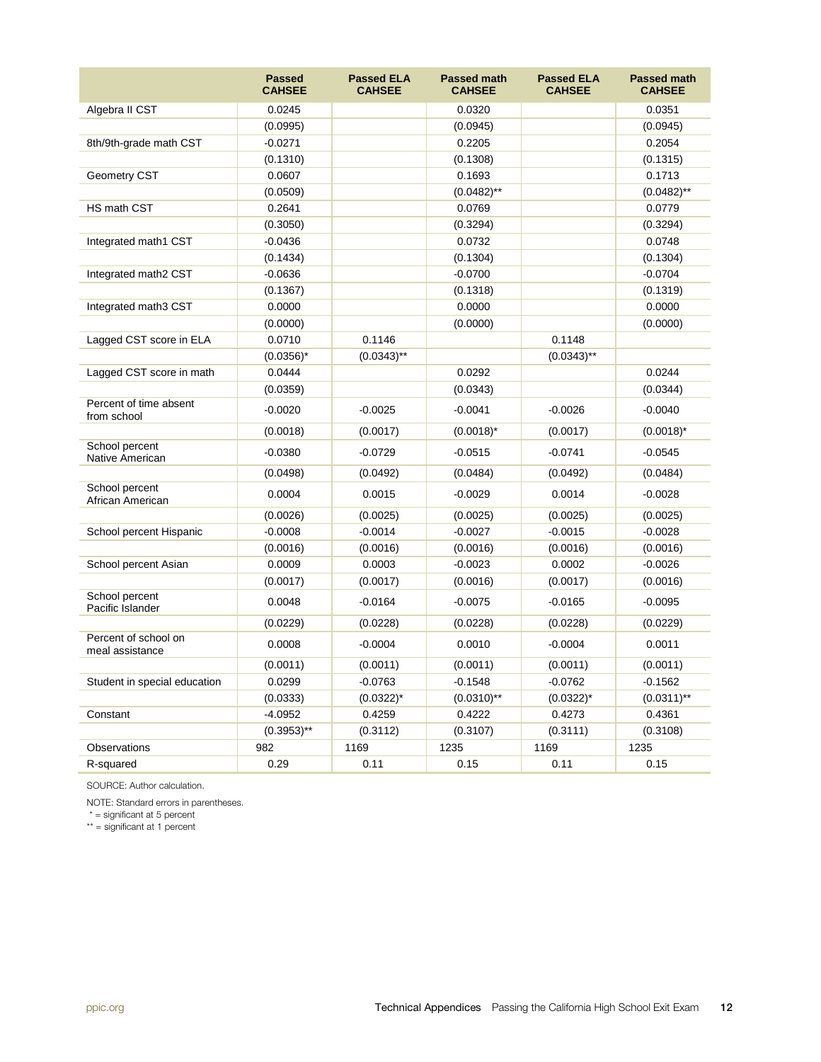| | Passed CAHSEE | Passed ELA CAHSEE | Passed math CAHSEE | Passed ELA CAHSEE | Passed math CAHSEE |
|---|---|---|---|---|---|
| Algebra II CST | 0.0245 | | 0.0320 | | 0.0351 |
| | (0.0995) | | (0.0945) | | (0.0945) |
| 8th/9th-grade math CST | -0.0271 | | 0.2205 | | 0.2054 |
| | (0.1310) | | (0.1308) | | (0.1315) |
| Geometry CST | 0.0607 | | 0.1693 | | 0.1713 |
| | (0.0509) | | (0.0482)** | | (0.0482)** |
| HS math CST | 0.2641 | | 0.0769 | | 0.0779 |
| | (0.3050) | | (0.3294) | | (0.3294) |
| Integrated math1 CST | -0.0436 | | 0.0732 | | 0.0748 |
| | (0.1434) | | (0.1304) | | (0.1304) |
| Integrated math2 CST | -0.0636 | | -0.0700 | | -0.0704 |
| | (0.1367) | | (0.1318) | | (0.1319) |
| Integrated math3 CST | 0.0000 | | 0.0000 | | 0.0000 |
| | (0.0000) | | (0.0000) | | (0.0000) |
| Lagged CST score in ELA | 0.0710 | 0.1146 | | 0.1148 | |
| | (0.0356)* | (0.0343)** | | (0.0343)** | |
| Lagged CST score in math | 0.0444 | | 0.0292 | | 0.0244 |
| | (0.0359) | | (0.0343) | | (0.0344) |
| Percent of time absent from school | -0.0020 | -0.0025 | -0.0041 | -0.0026 | -0.0040 |
| | (0.0018) | (0.0017) | (0.0018)* | (0.0017) | (0.0018)* |
| School percent Native American | -0.0380 | -0.0729 | -0.0515 | -0.0741 | -0.0545 |
| | (0.0498) | (0.0492) | (0.0484) | (0.0492) | (0.0484) |
| School percent African American | 0.0004 | 0.0015 | -0.0029 | 0.0014 | -0.0028 |
| | (0.0026) | (0.0025) | (0.0025) | (0.0025) | (0.0025) |
| School percent Hispanic | -0.0008 | -0.0014 | -0.0027 | -0.0015 | -0.0028 |
| | (0.0016) | (0.0016) | (0.0016) | (0.0016) | (0.0016) |
| School percent Asian | 0.0009 | 0.0003 | -0.0023 | 0.0002 | -0.0026 |
| | (0.0017) | (0.0017) | (0.0016) | (0.0017) | (0.0016) |
| School percent Pacific Islander | 0.0048 | -0.0164 | -0.0075 | -0.0165 | -0.0095 |
| | (0.0229) | (0.0228) | (0.0228) | (0.0228) | (0.0229) |
| Percent of school on meal assistance | 0.0008 | -0.0004 | 0.0010 | -0.0004 | 0.0011 |
| | (0.0011) | (0.0011) | (0.0011) | (0.0011) | (0.0011) |
| Student in special education | 0.0299 | -0.0763 | -0.1548 | -0.0762 | -0.1562 |
| | (0.0333) | (0.0322)* | (0.0310)** | (0.0322)* | (0.0311)** |
| Constant | -4.0952 | 0.4259 | 0.4222 | 0.4273 | 0.4361 |
| | (0.3953)** | (0.3112) | (0.3107) | (0.3111) | (0.3108) |
| Observations | 982 | 1169 | 1235 | 1169 | 1235 |
| R-squared | 0.29 | 0.11 | 0.15 | 0.11 | 0.15 |

SOURCE: Author calculation.

NOTE: Standard errors in parentheses.
* = significant at 5 percent
** = significant at 1 percent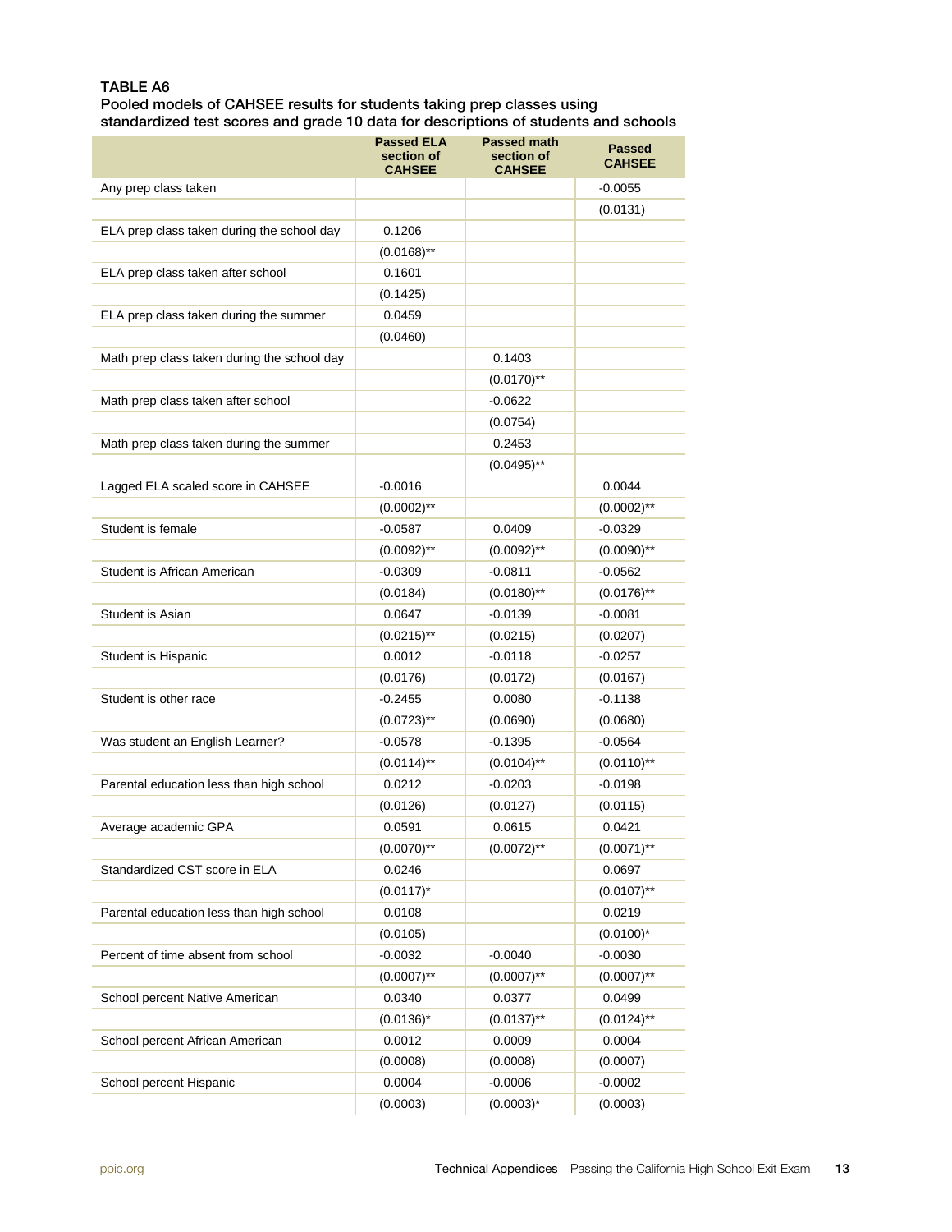**TABLE A6**
**Pooled models of CAHSEE results for students taking prep classes using standardized test scores and grade 10 data for descriptions of students and schools**

| | Passed ELA section of CAHSEE | Passed math section of CAHSEE | Passed CAHSEE |
|---|---|---|---|
| Any prep class taken | | | -0.0055 |
| | | | (0.0131) |
| ELA prep class taken during the school day | 0.1206 | | |
| | (0.0168)** | | |
| ELA prep class taken after school | 0.1601 | | |
| | (0.1425) | | |
| ELA prep class taken during the summer | 0.0459 | | |
| | (0.0460) | | |
| Math prep class taken during the school day | | 0.1403 | |
| | | (0.0170)** | |
| Math prep class taken after school | | -0.0622 | |
| | | (0.0754) | |
| Math prep class taken during the summer | | 0.2453 | |
| | | (0.0495)** | |
| Lagged ELA scaled score in CAHSEE | -0.0016 | | 0.0044 |
| | (0.0002)** | | (0.0002)** |
| Student is female | -0.0587 | 0.0409 | -0.0329 |
| | (0.0092)** | (0.0092)** | (0.0090)** |
| Student is African American | -0.0309 | -0.0811 | -0.0562 |
| | (0.0184) | (0.0180)** | (0.0176)** |
| Student is Asian | 0.0647 | -0.0139 | -0.0081 |
| | (0.0215)** | (0.0215) | (0.0207) |
| Student is Hispanic | 0.0012 | -0.0118 | -0.0257 |
| | (0.0176) | (0.0172) | (0.0167) |
| Student is other race | -0.2455 | 0.0080 | -0.1138 |
| | (0.0723)** | (0.0690) | (0.0680) |
| Was student an English Learner? | -0.0578 | -0.1395 | -0.0564 |
| | (0.0114)** | (0.0104)** | (0.0110)** |
| Parental education less than high school | 0.0212 | -0.0203 | -0.0198 |
| | (0.0126) | (0.0127) | (0.0115) |
| Average academic GPA | 0.0591 | 0.0615 | 0.0421 |
| | (0.0070)** | (0.0072)** | (0.0071)** |
| Standardized CST score in ELA | 0.0246 | | 0.0697 |
| | (0.0117)* | | (0.0107)** |
| Parental education less than high school | 0.0108 | | 0.0219 |
| | (0.0105) | | (0.0100)* |
| Percent of time absent from school | -0.0032 | -0.0040 | -0.0030 |
| | (0.0007)** | (0.0007)** | (0.0007)** |
| School percent Native American | 0.0340 | 0.0377 | 0.0499 |
| | (0.0136)* | (0.0137)** | (0.0124)** |
| School percent African American | 0.0012 | 0.0009 | 0.0004 |
| | (0.0008) | (0.0008) | (0.0007) |
| School percent Hispanic | 0.0004 | -0.0006 | -0.0002 |
| | (0.0003) | (0.0003)* | (0.0003) |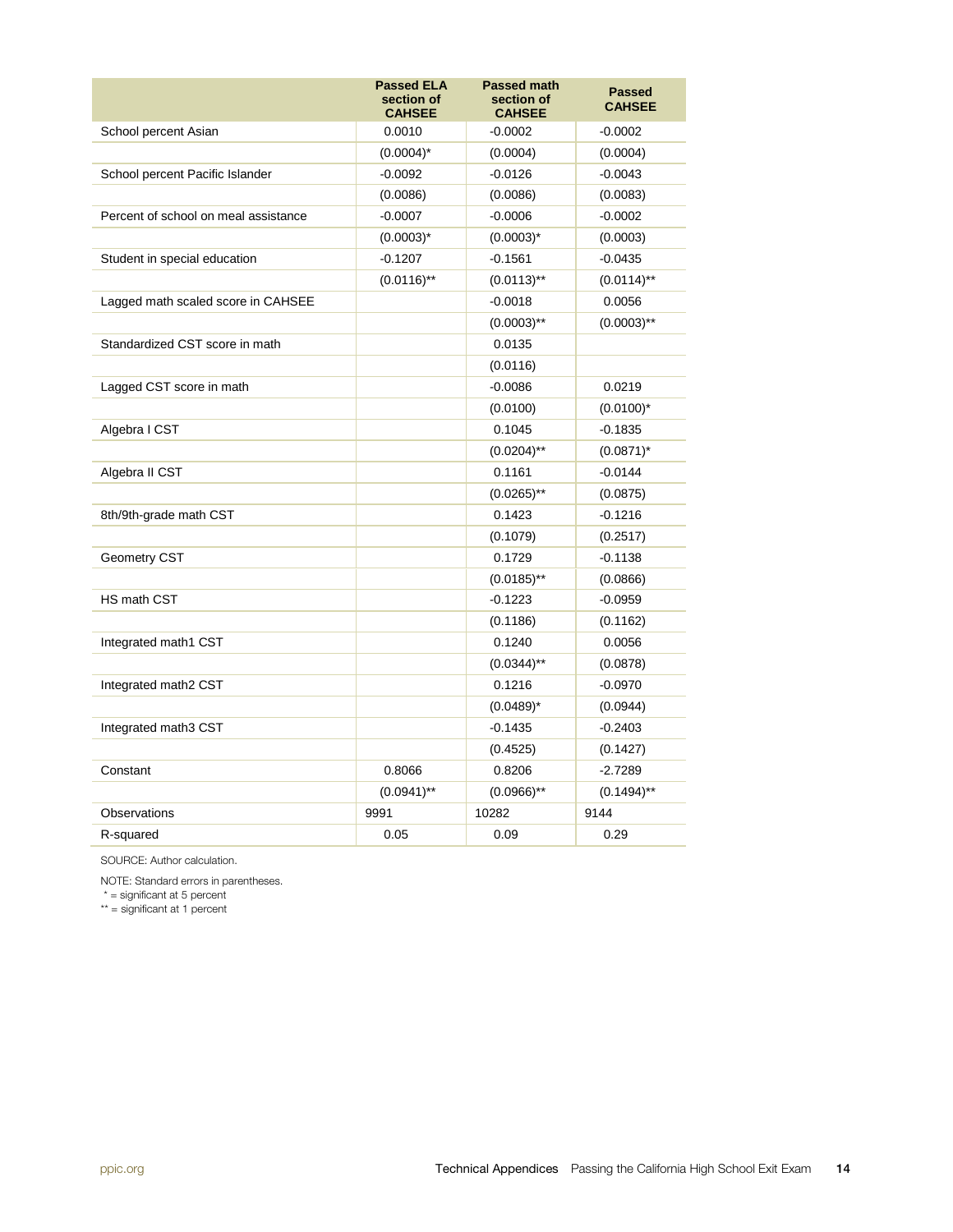| | Passed ELA section of CAHSEE | Passed math section of CAHSEE | Passed CAHSEE |
|---|---|---|---|
| School percent Asian | 0.0010 | -0.0002 | -0.0002 |
| | (0.0004)* | (0.0004) | (0.0004) |
| School percent Pacific Islander | -0.0092 | -0.0126 | -0.0043 |
| | (0.0086) | (0.0086) | (0.0083) |
| Percent of school on meal assistance | -0.0007 | -0.0006 | -0.0002 |
| | (0.0003)* | (0.0003)* | (0.0003) |
| Student in special education | -0.1207 | -0.1561 | -0.0435 |
| | (0.0116)** | (0.0113)** | (0.0114)** |
| Lagged math scaled score in CAHSEE | | -0.0018 | 0.0056 |
| | | (0.0003)** | (0.0003)** |
| Standardized CST score in math | | 0.0135 | |
| | | (0.0116) | |
| Lagged CST score in math | | -0.0086 | 0.0219 |
| | | (0.0100) | (0.0100)* |
| Algebra I CST | | 0.1045 | -0.1835 |
| | | (0.0204)** | (0.0871)* |
| Algebra II CST | | 0.1161 | -0.0144 |
| | | (0.0265)** | (0.0875) |
| 8th/9th-grade math CST | | 0.1423 | -0.1216 |
| | | (0.1079) | (0.2517) |
| Geometry CST | | 0.1729 | -0.1138 |
| | | (0.0185)** | (0.0866) |
| HS math CST | | -0.1223 | -0.0959 |
| | | (0.1186) | (0.1162) |
| Integrated math1 CST | | 0.1240 | 0.0056 |
| | | (0.0344)** | (0.0878) |
| Integrated math2 CST | | 0.1216 | -0.0970 |
| | | (0.0489)* | (0.0944) |
| Integrated math3 CST | | -0.1435 | -0.2403 |
| | | (0.4525) | (0.1427) |
| Constant | 0.8066 | 0.8206 | -2.7289 |
| | (0.0941)** | (0.0966)** | (0.1494)** |
| Observations | 9991 | 10282 | 9144 |
| R-squared | 0.05 | 0.09 | 0.29 |

SOURCE: Author calculation.

NOTE: Standard errors in parentheses.
* = significant at 5 percent
** = significant at 1 percent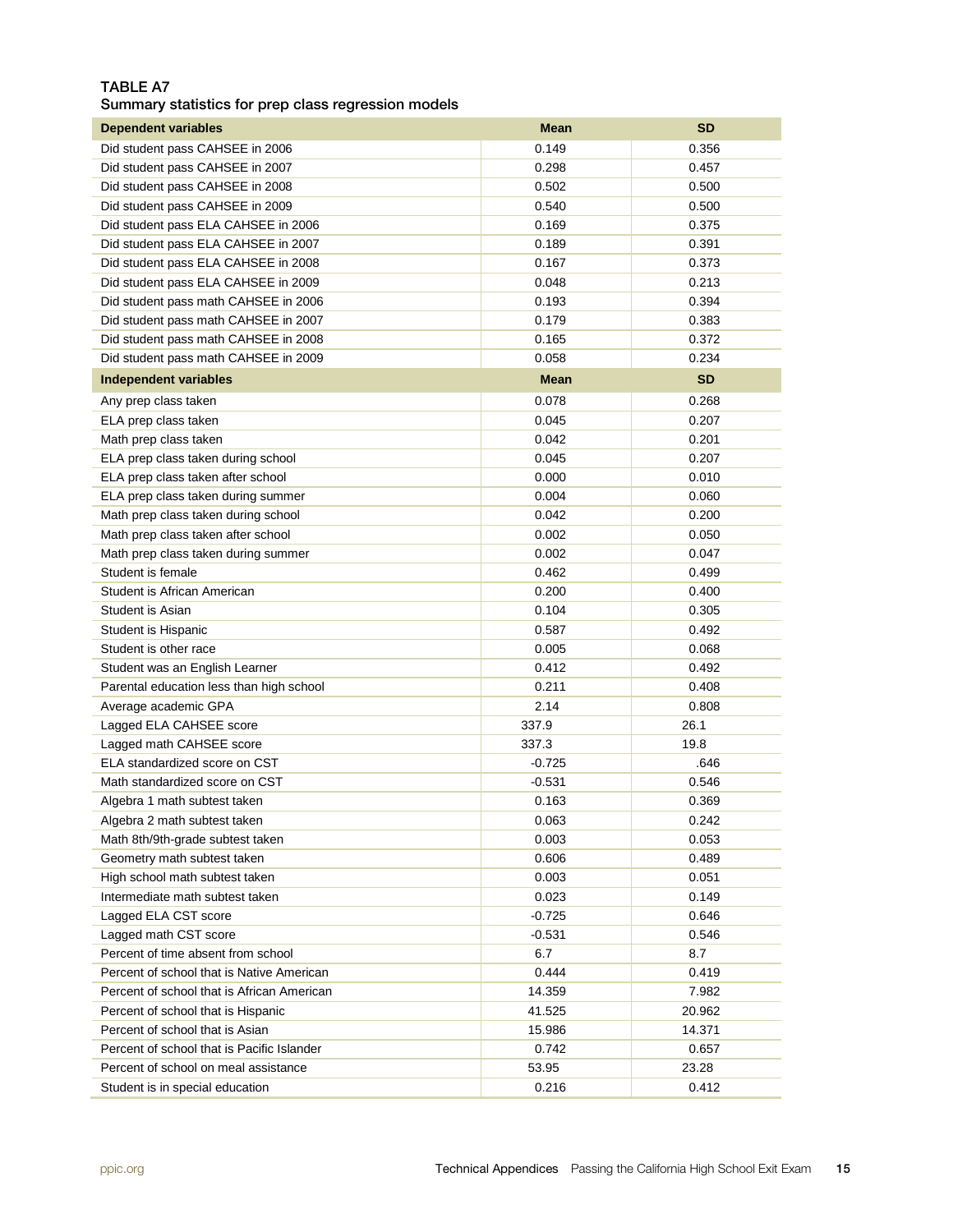**TABLE A7**
**Summary statistics for prep class regression models**

| Dependent variables | Mean | SD |
|---|---|---|
| Did student pass CAHSEE in 2006 | 0.149 | 0.356 |
| Did student pass CAHSEE in 2007 | 0.298 | 0.457 |
| Did student pass CAHSEE in 2008 | 0.502 | 0.500 |
| Did student pass CAHSEE in 2009 | 0.540 | 0.500 |
| Did student pass ELA CAHSEE in 2006 | 0.169 | 0.375 |
| Did student pass ELA CAHSEE in 2007 | 0.189 | 0.391 |
| Did student pass ELA CAHSEE in 2008 | 0.167 | 0.373 |
| Did student pass ELA CAHSEE in 2009 | 0.048 | 0.213 |
| Did student pass math CAHSEE in 2006 | 0.193 | 0.394 |
| Did student pass math CAHSEE in 2007 | 0.179 | 0.383 |
| Did student pass math CAHSEE in 2008 | 0.165 | 0.372 |
| Did student pass math CAHSEE in 2009 | 0.058 | 0.234 |
| **Independent variables** | **Mean** | **SD** |
| Any prep class taken | 0.078 | 0.268 |
| ELA prep class taken | 0.045 | 0.207 |
| Math prep class taken | 0.042 | 0.201 |
| ELA prep class taken during school | 0.045 | 0.207 |
| ELA prep class taken after school | 0.000 | 0.010 |
| ELA prep class taken during summer | 0.004 | 0.060 |
| Math prep class taken during school | 0.042 | 0.200 |
| Math prep class taken after school | 0.002 | 0.050 |
| Math prep class taken during summer | 0.002 | 0.047 |
| Student is female | 0.462 | 0.499 |
| Student is African American | 0.200 | 0.400 |
| Student is Asian | 0.104 | 0.305 |
| Student is Hispanic | 0.587 | 0.492 |
| Student is other race | 0.005 | 0.068 |
| Student was an English Learner | 0.412 | 0.492 |
| Parental education less than high school | 0.211 | 0.408 |
| Average academic GPA | 2.14 | 0.808 |
| Lagged ELA CAHSEE score | 337.9 | 26.1 |
| Lagged math CAHSEE score | 337.3 | 19.8 |
| ELA standardized score on CST | -0.725 | .646 |
| Math standardized score on CST | -0.531 | 0.546 |
| Algebra 1 math subtest taken | 0.163 | 0.369 |
| Algebra 2 math subtest taken | 0.063 | 0.242 |
| Math 8th/9th-grade subtest taken | 0.003 | 0.053 |
| Geometry math subtest taken | 0.606 | 0.489 |
| High school math subtest taken | 0.003 | 0.051 |
| Intermediate math subtest taken | 0.023 | 0.149 |
| Lagged ELA CST score | -0.725 | 0.646 |
| Lagged math CST score | -0.531 | 0.546 |
| Percent of time absent from school | 6.7 | 8.7 |
| Percent of school that is Native American | 0.444 | 0.419 |
| Percent of school that is African American | 14.359 | 7.982 |
| Percent of school that is Hispanic | 41.525 | 20.962 |
| Percent of school that is Asian | 15.986 | 14.371 |
| Percent of school that is Pacific Islander | 0.742 | 0.657 |
| Percent of school on meal assistance | 53.95 | 23.28 |
| Student is in special education | 0.216 | 0.412 |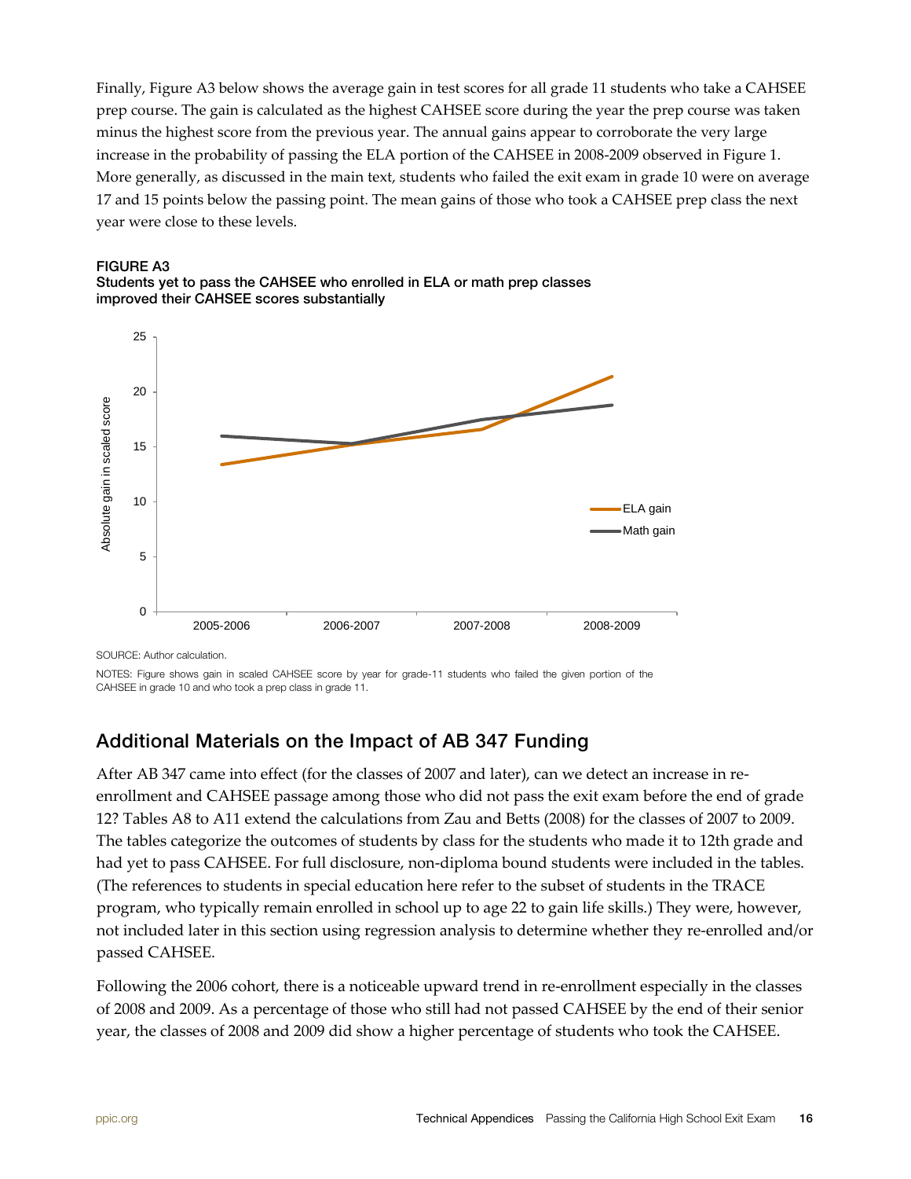Finally, Figure A3 below shows the average gain in test scores for all grade 11 students who take a CAHSEE prep course. The gain is calculated as the highest CAHSEE score during the year the prep course was taken minus the highest score from the previous year. The annual gains appear to corroborate the very large increase in the probability of passing the ELA portion of the CAHSEE in 2008-2009 observed in Figure 1. More generally, as discussed in the main text, students who failed the exit exam in grade 10 were on average 17 and 15 points below the passing point. The mean gains of those who took a CAHSEE prep class the next year were close to these levels.

**FIGURE A3**
**Students yet to pass the CAHSEE who enrolled in ELA or math prep classes improved their CAHSEE scores substantially**

SOURCE: Author calculation.

NOTES: Figure shows gain in scaled CAHSEE score by year for grade-11 students who failed the given portion of the CAHSEE in grade 10 and who took a prep class in grade 11.

## Additional Materials on the Impact of AB 347 Funding

After AB 347 came into effect (for the classes of 2007 and later), can we detect an increase in re-enrollment and CAHSEE passage among those who did not pass the exit exam before the end of grade 12? Tables A8 to A11 extend the calculations from Zau and Betts (2008) for the classes of 2007 to 2009. The tables categorize the outcomes of students by class for the students who made it to 12th grade and had yet to pass CAHSEE. For full disclosure, non-diploma bound students were included in the tables. (The references to students in special education here refer to the subset of students in the TRACE program, who typically remain enrolled in school up to age 22 to gain life skills.) They were, however, not included later in this section using regression analysis to determine whether they re-enrolled and/or passed CAHSEE.

Following the 2006 cohort, there is a noticeable upward trend in re-enrollment especially in the classes of 2008 and 2009. As a percentage of those who still had not passed CAHSEE by the end of their senior year, the classes of 2008 and 2009 did show a higher percentage of students who took the CAHSEE.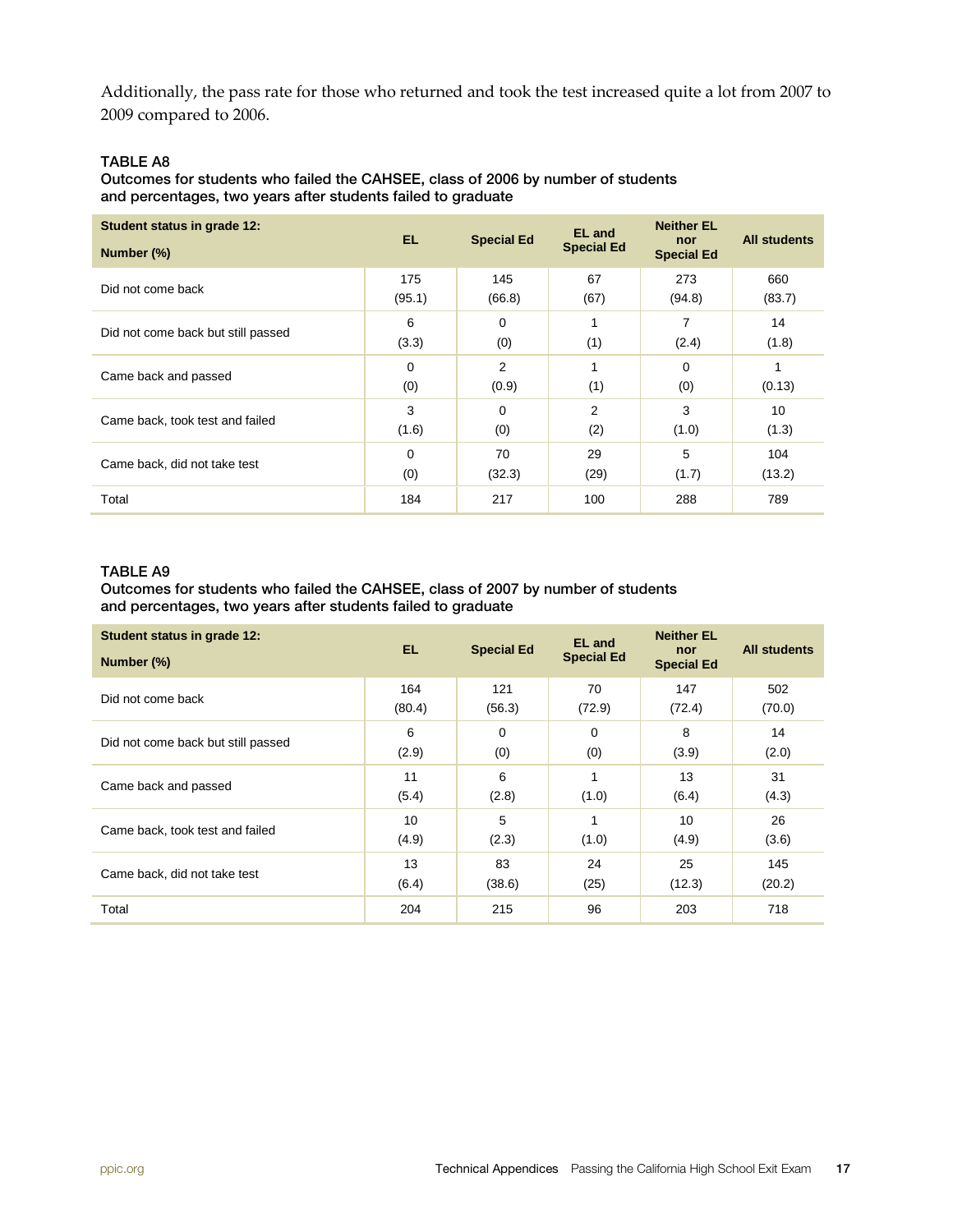Additionally, the pass rate for those who returned and took the test increased quite a lot from 2007 to 2009 compared to 2006.

**TABLE A8**

**Outcomes for students who failed the CAHSEE, class of 2006 by number of students and percentages, two years after students failed to graduate**

| Student status in grade 12: Number (%) | EL | Special Ed | EL and Special Ed | Neither EL nor Special Ed | All students |
|---|---|---|---|---|---|
| Did not come back | 175 (95.1) | 145 (66.8) | 67 (67) | 273 (94.8) | 660 (83.7) |
| Did not come back but still passed | 6 (3.3) | 0 (0) | 1 (1) | 7 (2.4) | 14 (1.8) |
| Came back and passed | 0 (0) | 2 (0.9) | 1 (1) | 0 (0) | 1 (0.13) |
| Came back, took test and failed | 3 (1.6) | 0 (0) | 2 (2) | 3 (1.0) | 10 (1.3) |
| Came back, did not take test | 0 (0) | 70 (32.3) | 29 (29) | 5 (1.7) | 104 (13.2) |
| Total | 184 | 217 | 100 | 288 | 789 |

**TABLE A9**

**Outcomes for students who failed the CAHSEE, class of 2007 by number of students and percentages, two years after students failed to graduate**

| Student status in grade 12: Number (%) | EL | Special Ed | EL and Special Ed | Neither EL nor Special Ed | All students |
|---|---|---|---|---|---|
| Did not come back | 164 (80.4) | 121 (56.3) | 70 (72.9) | 147 (72.4) | 502 (70.0) |
| Did not come back but still passed | 6 (2.9) | 0 (0) | 0 (0) | 8 (3.9) | 14 (2.0) |
| Came back and passed | 11 (5.4) | 6 (2.8) | 1 (1.0) | 13 (6.4) | 31 (4.3) |
| Came back, took test and failed | 10 (4.9) | 5 (2.3) | 1 (1.0) | 10 (4.9) | 26 (3.6) |
| Came back, did not take test | 13 (6.4) | 83 (38.6) | 24 (25) | 25 (12.3) | 145 (20.2) |
| Total | 204 | 215 | 96 | 203 | 718 |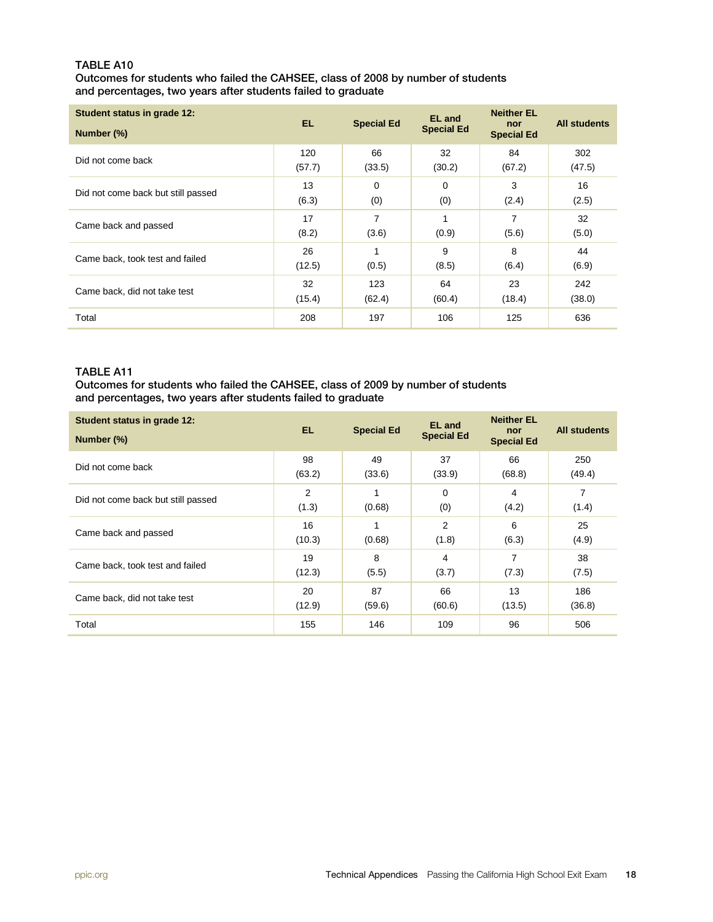### TABLE A10

Outcomes for students who failed the CAHSEE, class of 2008 by number of students and percentages, two years after students failed to graduate

| Student status in grade 12: Number (%) | EL | Special Ed | EL and Special Ed | Neither EL nor Special Ed | All students |
|---|---|---|---|---|---|
| Did not come back | 120 (57.7) | 66 (33.5) | 32 (30.2) | 84 (67.2) | 302 (47.5) |
| Did not come back but still passed | 13 (6.3) | 0 (0) | 0 (0) | 3 (2.4) | 16 (2.5) |
| Came back and passed | 17 (8.2) | 7 (3.6) | 1 (0.9) | 7 (5.6) | 32 (5.0) |
| Came back, took test and failed | 26 (12.5) | 1 (0.5) | 9 (8.5) | 8 (6.4) | 44 (6.9) |
| Came back, did not take test | 32 (15.4) | 123 (62.4) | 64 (60.4) | 23 (18.4) | 242 (38.0) |
| Total | 208 | 197 | 106 | 125 | 636 |

### TABLE A11

Outcomes for students who failed the CAHSEE, class of 2009 by number of students and percentages, two years after students failed to graduate

| Student status in grade 12: Number (%) | EL | Special Ed | EL and Special Ed | Neither EL nor Special Ed | All students |
|---|---|---|---|---|---|
| Did not come back | 98 (63.2) | 49 (33.6) | 37 (33.9) | 66 (68.8) | 250 (49.4) |
| Did not come back but still passed | 2 (1.3) | 1 (0.68) | 0 (0) | 4 (4.2) | 7 (1.4) |
| Came back and passed | 16 (10.3) | 1 (0.68) | 2 (1.8) | 6 (6.3) | 25 (4.9) |
| Came back, took test and failed | 19 (12.3) | 8 (5.5) | 4 (3.7) | 7 (7.3) | 38 (7.5) |
| Came back, did not take test | 20 (12.9) | 87 (59.6) | 66 (60.6) | 13 (13.5) | 186 (36.8) |
| Total | 155 | 146 | 109 | 96 | 506 |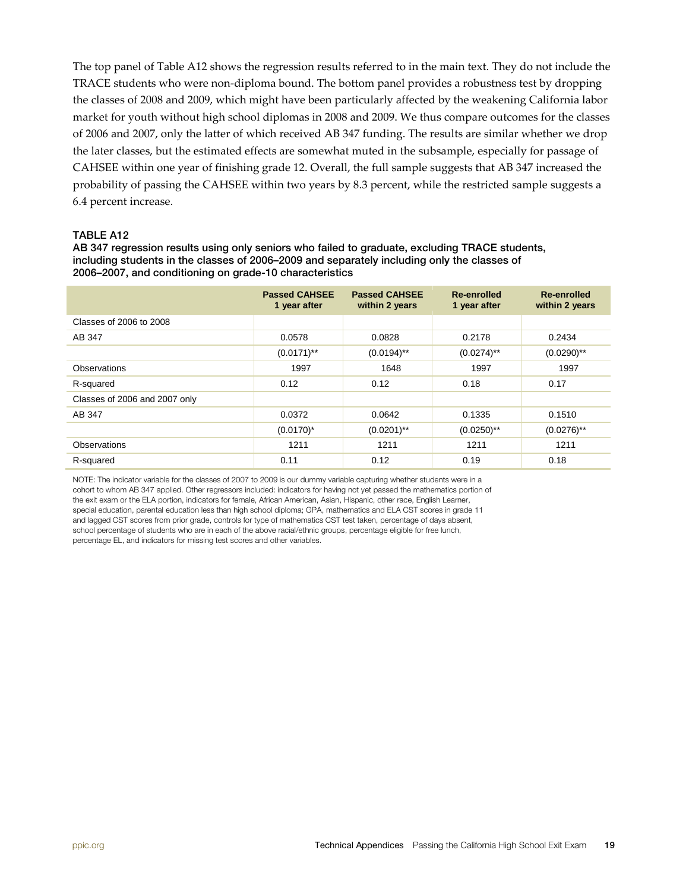The top panel of Table A12 shows the regression results referred to in the main text. They do not include the TRACE students who were non-diploma bound. The bottom panel provides a robustness test by dropping the classes of 2008 and 2009, which might have been particularly affected by the weakening California labor market for youth without high school diplomas in 2008 and 2009. We thus compare outcomes for the classes of 2006 and 2007, only the latter of which received AB 347 funding. The results are similar whether we drop the later classes, but the estimated effects are somewhat muted in the subsample, especially for passage of CAHSEE within one year of finishing grade 12. Overall, the full sample suggests that AB 347 increased the probability of passing the CAHSEE within two years by 8.3 percent, while the restricted sample suggests a 6.4 percent increase.

**TABLE A12**

**AB 347 regression results using only seniors who failed to graduate, excluding TRACE students, including students in the classes of 2006–2009 and separately including only the classes of 2006–2007, and conditioning on grade-10 characteristics**

| | Passed CAHSEE 1 year after | Passed CAHSEE within 2 years | Re-enrolled 1 year after | Re-enrolled within 2 years |
|---|---|---|---|---|
| Classes of 2006 to 2008 | | | | |
| AB 347 | 0.0578 | 0.0828 | 0.2178 | 0.2434 |
| | (0.0171)** | (0.0194)** | (0.0274)** | (0.0290)** |
| Observations | 1997 | 1648 | 1997 | 1997 |
| R-squared | 0.12 | 0.12 | 0.18 | 0.17 |
| Classes of 2006 and 2007 only | | | | |
| AB 347 | 0.0372 | 0.0642 | 0.1335 | 0.1510 |
| | (0.0170)* | (0.0201)** | (0.0250)** | (0.0276)** |
| Observations | 1211 | 1211 | 1211 | 1211 |
| R-squared | 0.11 | 0.12 | 0.19 | 0.18 |

NOTE: The indicator variable for the classes of 2007 to 2009 is our dummy variable capturing whether students were in a cohort to whom AB 347 applied. Other regressors included: indicators for having not yet passed the mathematics portion of the exit exam or the ELA portion, indicators for female, African American, Asian, Hispanic, other race, English Learner, special education, parental education less than high school diploma; GPA, mathematics and ELA CST scores in grade 11 and lagged CST scores from prior grade, controls for type of mathematics CST test taken, percentage of days absent, school percentage of students who are in each of the above racial/ethnic groups, percentage eligible for free lunch, percentage EL, and indicators for missing test scores and other variables.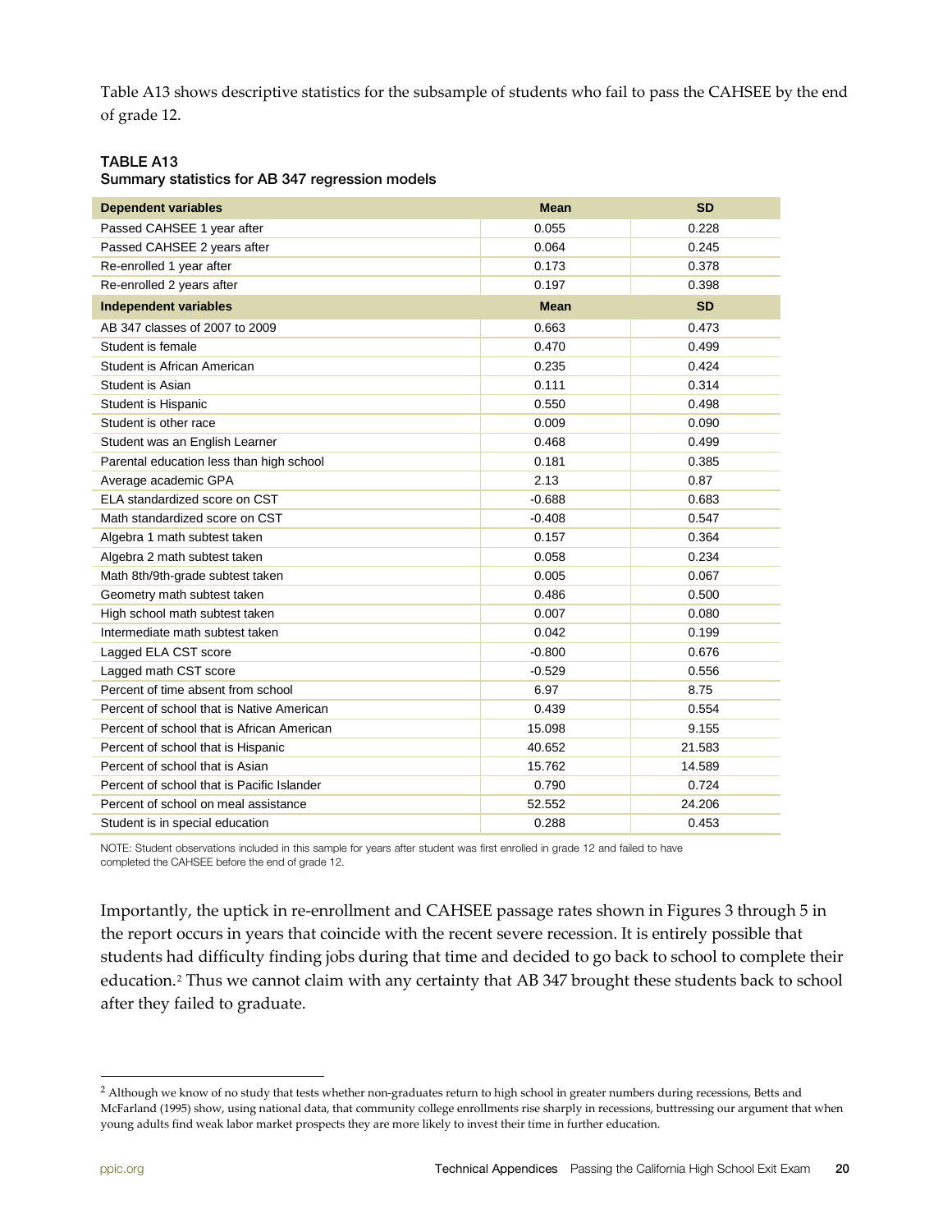Table A13 shows descriptive statistics for the subsample of students who fail to pass the CAHSEE by the end of grade 12.

**TABLE A13**
**Summary statistics for AB 347 regression models**

| Dependent variables | Mean | SD |
|---|---|---|
| Passed CAHSEE 1 year after | 0.055 | 0.228 |
| Passed CAHSEE 2 years after | 0.064 | 0.245 |
| Re-enrolled 1 year after | 0.173 | 0.378 |
| Re-enrolled 2 years after | 0.197 | 0.398 |
| **Independent variables** | **Mean** | **SD** |
| AB 347 classes of 2007 to 2009 | 0.663 | 0.473 |
| Student is female | 0.470 | 0.499 |
| Student is African American | 0.235 | 0.424 |
| Student is Asian | 0.111 | 0.314 |
| Student is Hispanic | 0.550 | 0.498 |
| Student is other race | 0.009 | 0.090 |
| Student was an English Learner | 0.468 | 0.499 |
| Parental education less than high school | 0.181 | 0.385 |
| Average academic GPA | 2.13 | 0.87 |
| ELA standardized score on CST | -0.688 | 0.683 |
| Math standardized score on CST | -0.408 | 0.547 |
| Algebra 1 math subtest taken | 0.157 | 0.364 |
| Algebra 2 math subtest taken | 0.058 | 0.234 |
| Math 8th/9th-grade subtest taken | 0.005 | 0.067 |
| Geometry math subtest taken | 0.486 | 0.500 |
| High school math subtest taken | 0.007 | 0.080 |
| Intermediate math subtest taken | 0.042 | 0.199 |
| Lagged ELA CST score | -0.800 | 0.676 |
| Lagged math CST score | -0.529 | 0.556 |
| Percent of time absent from school | 6.97 | 8.75 |
| Percent of school that is Native American | 0.439 | 0.554 |
| Percent of school that is African American | 15.098 | 9.155 |
| Percent of school that is Hispanic | 40.652 | 21.583 |
| Percent of school that is Asian | 15.762 | 14.589 |
| Percent of school that is Pacific Islander | 0.790 | 0.724 |
| Percent of school on meal assistance | 52.552 | 24.206 |
| Student is in special education | 0.288 | 0.453 |

NOTE: Student observations included in this sample for years after student was first enrolled in grade 12 and failed to have completed the CAHSEE before the end of grade 12.

Importantly, the uptick in re-enrollment and CAHSEE passage rates shown in Figures 3 through 5 in the report occurs in years that coincide with the recent severe recession. It is entirely possible that students had difficulty finding jobs during that time and decided to go back to school to complete their education.[2] Thus we cannot claim with any certainty that AB 347 brought these students back to school after they failed to graduate.

[2] Although we know of no study that tests whether non-graduates return to high school in greater numbers during recessions, Betts and McFarland (1995) show, using national data, that community college enrollments rise sharply in recessions, buttressing our argument that when young adults find weak labor market prospects they are more likely to invest their time in further education.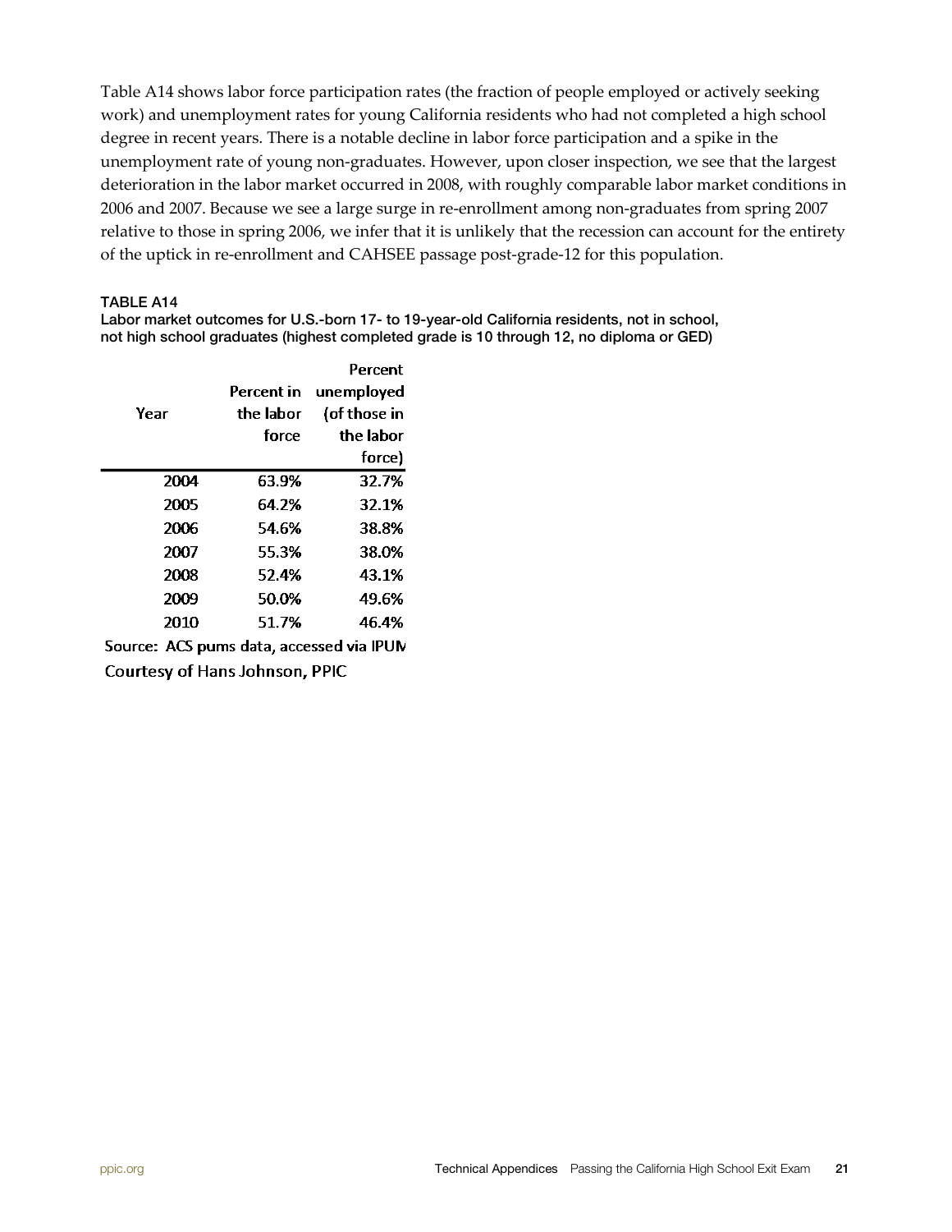Table A14 shows labor force participation rates (the fraction of people employed or actively seeking work) and unemployment rates for young California residents who had not completed a high school degree in recent years. There is a notable decline in labor force participation and a spike in the unemployment rate of young non-graduates. However, upon closer inspection, we see that the largest deterioration in the labor market occurred in 2008, with roughly comparable labor market conditions in 2006 and 2007. Because we see a large surge in re-enrollment among non-graduates from spring 2007 relative to those in spring 2006, we infer that it is unlikely that the recession can account for the entirety of the uptick in re-enrollment and CAHSEE passage post-grade-12 for this population.

**TABLE A14**

**Labor market outcomes for U.S.-born 17- to 19-year-old California residents, not in school, not high school graduates (highest completed grade is 10 through 12, no diploma or GED)**

| Year | Percent in the labor force | Percent unemployed (of those in the labor force) |
|---|---|---|
| 2004 | 63.9% | 32.7% |
| 2005 | 64.2% | 32.1% |
| 2006 | 54.6% | 38.8% |
| 2007 | 55.3% | 38.0% |
| 2008 | 52.4% | 43.1% |
| 2009 | 50.0% | 49.6% |
| 2010 | 51.7% | 46.4% |

Source: ACS pums data, accessed via IPUM

Courtesy of Hans Johnson, PPIC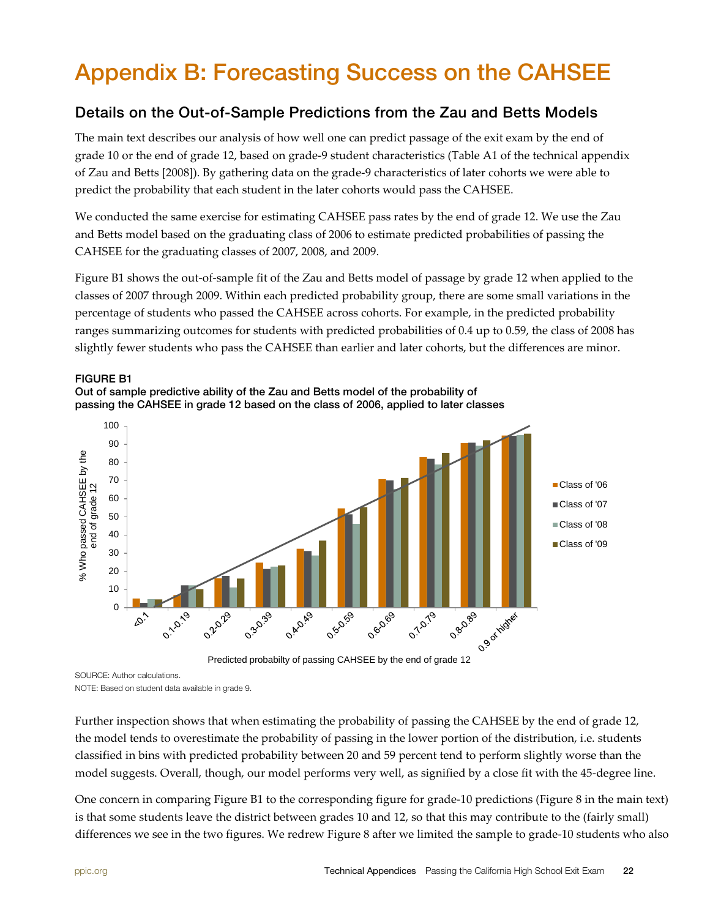# Appendix B: Forecasting Success on the CAHSEE

## Details on the Out-of-Sample Predictions from the Zau and Betts Models

The main text describes our analysis of how well one can predict passage of the exit exam by the end of grade 10 or the end of grade 12, based on grade-9 student characteristics (Table A1 of the technical appendix of Zau and Betts [2008]). By gathering data on the grade-9 characteristics of later cohorts we were able to predict the probability that each student in the later cohorts would pass the CAHSEE.

We conducted the same exercise for estimating CAHSEE pass rates by the end of grade 12. We use the Zau and Betts model based on the graduating class of 2006 to estimate predicted probabilities of passing the CAHSEE for the graduating classes of 2007, 2008, and 2009.

Figure B1 shows the out-of-sample fit of the Zau and Betts model of passage by grade 12 when applied to the classes of 2007 through 2009. Within each predicted probability group, there are some small variations in the percentage of students who passed the CAHSEE across cohorts. For example, in the predicted probability ranges summarizing outcomes for students with predicted probabilities of 0.4 up to 0.59, the class of 2008 has slightly fewer students who pass the CAHSEE than earlier and later cohorts, but the differences are minor.

**FIGURE B1**
**Out of sample predictive ability of the Zau and Betts model of the probability of passing the CAHSEE in grade 12 based on the class of 2006, applied to later classes**

SOURCE: Author calculations.
NOTE: Based on student data available in grade 9.

Further inspection shows that when estimating the probability of passing the CAHSEE by the end of grade 12, the model tends to overestimate the probability of passing in the lower portion of the distribution, i.e. students classified in bins with predicted probability between 20 and 59 percent tend to perform slightly worse than the model suggests. Overall, though, our model performs very well, as signified by a close fit with the 45-degree line.

One concern in comparing Figure B1 to the corresponding figure for grade-10 predictions (Figure 8 in the main text) is that some students leave the district between grades 10 and 12, so that this may contribute to the (fairly small) differences we see in the two figures. We redrew Figure 8 after we limited the sample to grade-10 students who also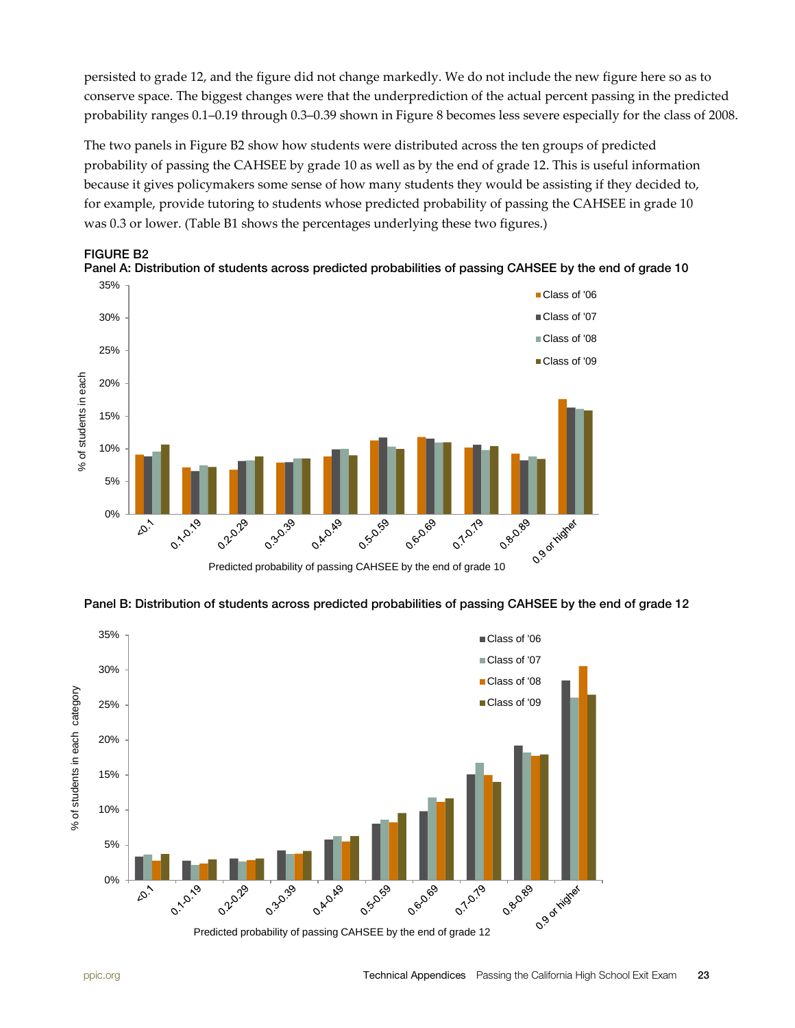persisted to grade 12, and the figure did not change markedly. We do not include the new figure here so as to conserve space. The biggest changes were that the underprediction of the actual percent passing in the predicted probability ranges 0.1–0.19 through 0.3–0.39 shown in Figure 8 becomes less severe especially for the class of 2008.

The two panels in Figure B2 show how students were distributed across the ten groups of predicted probability of passing the CAHSEE by grade 10 as well as by the end of grade 12. This is useful information because it gives policymakers some sense of how many students they would be assisting if they decided to, for example, provide tutoring to students whose predicted probability of passing the CAHSEE in grade 10 was 0.3 or lower. (Table B1 shows the percentages underlying these two figures.)

**FIGURE B2**

**Panel A: Distribution of students across predicted probabilities of passing CAHSEE by the end of grade 10**

**Panel B: Distribution of students across predicted probabilities of passing CAHSEE by the end of grade 12**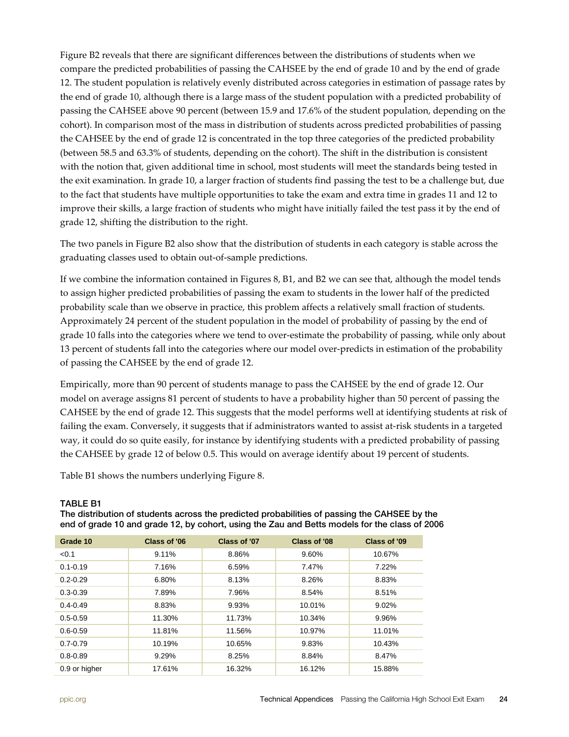Figure B2 reveals that there are significant differences between the distributions of students when we compare the predicted probabilities of passing the CAHSEE by the end of grade 10 and by the end of grade 12. The student population is relatively evenly distributed across categories in estimation of passage rates by the end of grade 10, although there is a large mass of the student population with a predicted probability of passing the CAHSEE above 90 percent (between 15.9 and 17.6% of the student population, depending on the cohort). In comparison most of the mass in distribution of students across predicted probabilities of passing the CAHSEE by the end of grade 12 is concentrated in the top three categories of the predicted probability (between 58.5 and 63.3% of students, depending on the cohort). The shift in the distribution is consistent with the notion that, given additional time in school, most students will meet the standards being tested in the exit examination. In grade 10, a larger fraction of students find passing the test to be a challenge but, due to the fact that students have multiple opportunities to take the exam and extra time in grades 11 and 12 to improve their skills, a large fraction of students who might have initially failed the test pass it by the end of grade 12, shifting the distribution to the right.

The two panels in Figure B2 also show that the distribution of students in each category is stable across the graduating classes used to obtain out-of-sample predictions.

If we combine the information contained in Figures 8, B1, and B2 we can see that, although the model tends to assign higher predicted probabilities of passing the exam to students in the lower half of the predicted probability scale than we observe in practice, this problem affects a relatively small fraction of students. Approximately 24 percent of the student population in the model of probability of passing by the end of grade 10 falls into the categories where we tend to over-estimate the probability of passing, while only about 13 percent of students fall into the categories where our model over-predicts in estimation of the probability of passing the CAHSEE by the end of grade 12.

Empirically, more than 90 percent of students manage to pass the CAHSEE by the end of grade 12. Our model on average assigns 81 percent of students to have a probability higher than 50 percent of passing the CAHSEE by the end of grade 12. This suggests that the model performs well at identifying students at risk of failing the exam. Conversely, it suggests that if administrators wanted to assist at-risk students in a targeted way, it could do so quite easily, for instance by identifying students with a predicted probability of passing the CAHSEE by grade 12 of below 0.5. This would on average identify about 19 percent of students.

Table B1 shows the numbers underlying Figure 8.

**TABLE B1**
**The distribution of students across the predicted probabilities of passing the CAHSEE by the end of grade 10 and grade 12, by cohort, using the Zau and Betts models for the class of 2006**

| Grade 10 | Class of '06 | Class of '07 | Class of '08 | Class of '09 |
|---|---|---|---|---|
| <0.1 | 9.11% | 8.86% | 9.60% | 10.67% |
| 0.1-0.19 | 7.16% | 6.59% | 7.47% | 7.22% |
| 0.2-0.29 | 6.80% | 8.13% | 8.26% | 8.83% |
| 0.3-0.39 | 7.89% | 7.96% | 8.54% | 8.51% |
| 0.4-0.49 | 8.83% | 9.93% | 10.01% | 9.02% |
| 0.5-0.59 | 11.30% | 11.73% | 10.34% | 9.96% |
| 0.6-0.59 | 11.81% | 11.56% | 10.97% | 11.01% |
| 0.7-0.79 | 10.19% | 10.65% | 9.83% | 10.43% |
| 0.8-0.89 | 9.29% | 8.25% | 8.84% | 8.47% |
| 0.9 or higher | 17.61% | 16.32% | 16.12% | 15.88% |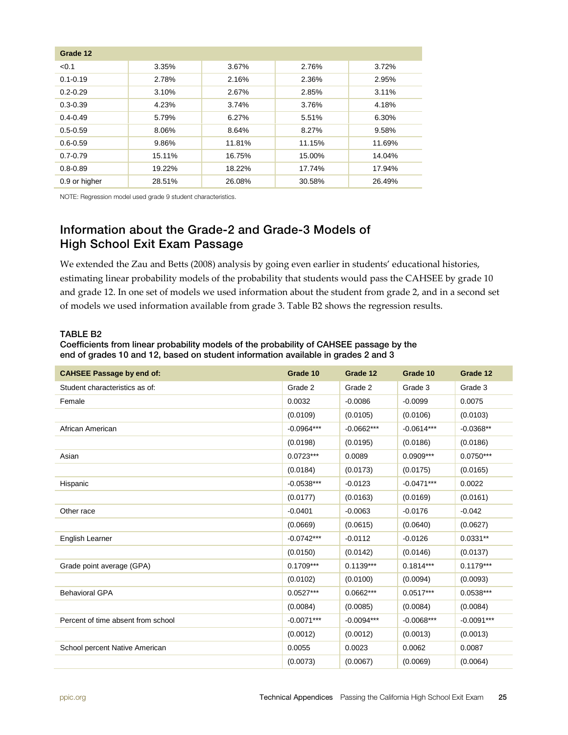| Grade 12 | | | | |
|---|---|---|---|---|
| <0.1 | 3.35% | 3.67% | 2.76% | 3.72% |
| 0.1-0.19 | 2.78% | 2.16% | 2.36% | 2.95% |
| 0.2-0.29 | 3.10% | 2.67% | 2.85% | 3.11% |
| 0.3-0.39 | 4.23% | 3.74% | 3.76% | 4.18% |
| 0.4-0.49 | 5.79% | 6.27% | 5.51% | 6.30% |
| 0.5-0.59 | 8.06% | 8.64% | 8.27% | 9.58% |
| 0.6-0.59 | 9.86% | 11.81% | 11.15% | 11.69% |
| 0.7-0.79 | 15.11% | 16.75% | 15.00% | 14.04% |
| 0.8-0.89 | 19.22% | 18.22% | 17.74% | 17.94% |
| 0.9 or higher | 28.51% | 26.08% | 30.58% | 26.49% |

NOTE: Regression model used grade 9 student characteristics.

## Information about the Grade-2 and Grade-3 Models of High School Exit Exam Passage

We extended the Zau and Betts (2008) analysis by going even earlier in students' educational histories, estimating linear probability models of the probability that students would pass the CAHSEE by grade 10 and grade 12. In one set of models we used information about the student from grade 2, and in a second set of models we used information available from grade 3. Table B2 shows the regression results.

**TABLE B2**
**Coefficients from linear probability models of the probability of CAHSEE passage by the end of grades 10 and 12, based on student information available in grades 2 and 3**

| CAHSEE Passage by end of: | Grade 10 | Grade 12 | Grade 10 | Grade 12 |
|---|---|---|---|---|
| Student characteristics as of: | Grade 2 | Grade 2 | Grade 3 | Grade 3 |
| Female | 0.0032 | -0.0086 | -0.0099 | 0.0075 |
| | (0.0109) | (0.0105) | (0.0106) | (0.0103) |
| African American | -0.0964*** | -0.0662*** | -0.0614*** | -0.0368** |
| | (0.0198) | (0.0195) | (0.0186) | (0.0186) |
| Asian | 0.0723*** | 0.0089 | 0.0909*** | 0.0750*** |
| | (0.0184) | (0.0173) | (0.0175) | (0.0165) |
| Hispanic | -0.0538*** | -0.0123 | -0.0471*** | 0.0022 |
| | (0.0177) | (0.0163) | (0.0169) | (0.0161) |
| Other race | -0.0401 | -0.0063 | -0.0176 | -0.042 |
| | (0.0669) | (0.0615) | (0.0640) | (0.0627) |
| English Learner | -0.0742*** | -0.0112 | -0.0126 | 0.0331** |
| | (0.0150) | (0.0142) | (0.0146) | (0.0137) |
| Grade point average (GPA) | 0.1709*** | 0.1139*** | 0.1814*** | 0.1179*** |
| | (0.0102) | (0.0100) | (0.0094) | (0.0093) |
| Behavioral GPA | 0.0527*** | 0.0662*** | 0.0517*** | 0.0538*** |
| | (0.0084) | (0.0085) | (0.0084) | (0.0084) |
| Percent of time absent from school | -0.0071*** | -0.0094*** | -0.0068*** | -0.0091*** |
| | (0.0012) | (0.0012) | (0.0013) | (0.0013) |
| School percent Native American | 0.0055 | 0.0023 | 0.0062 | 0.0087 |
| | (0.0073) | (0.0067) | (0.0069) | (0.0064) |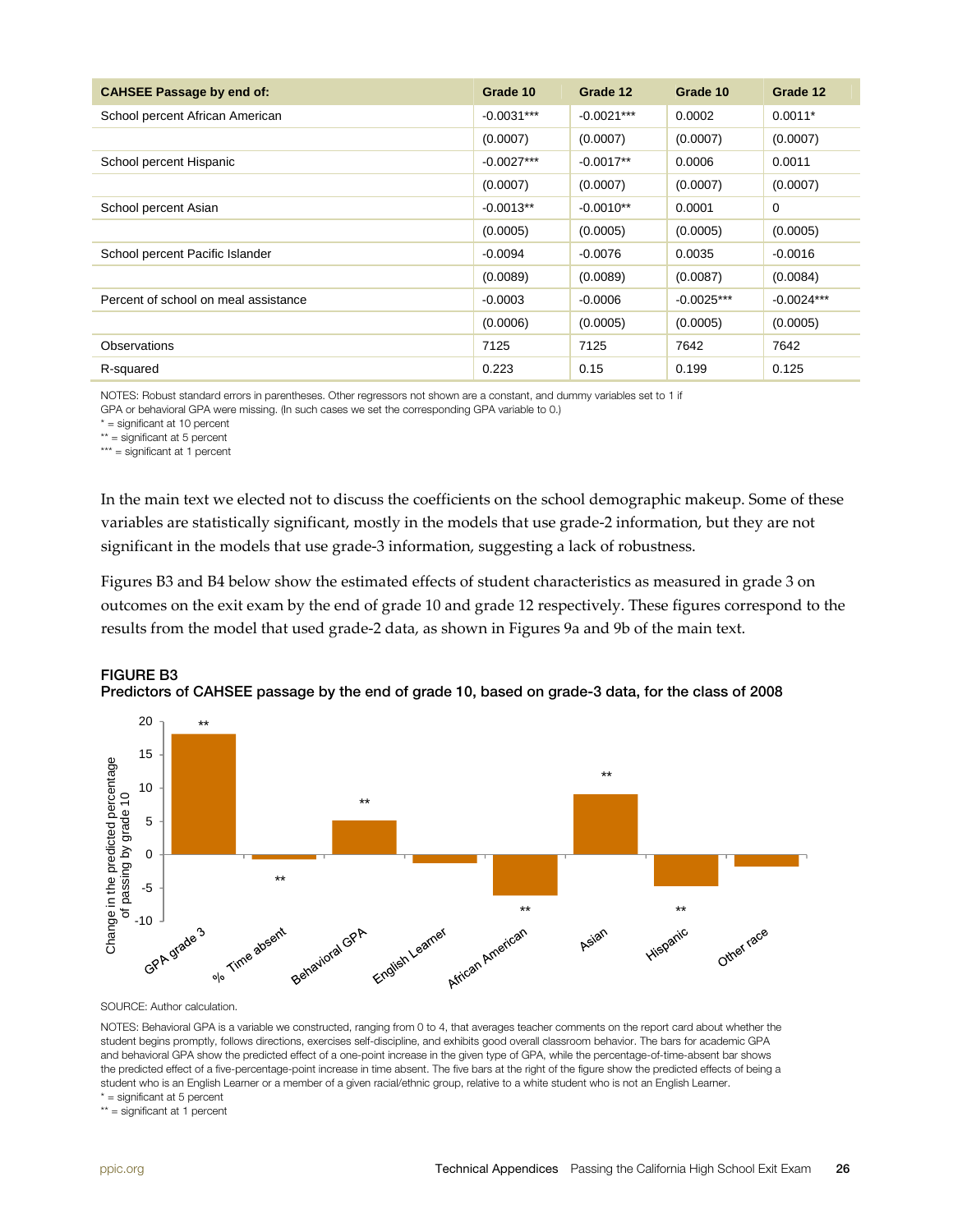| CAHSEE Passage by end of: | Grade 10 | Grade 12 | Grade 10 | Grade 12 |
|---|---|---|---|---|
| School percent African American | -0.0031*** | -0.0021*** | 0.0002 | 0.0011* |
| | (0.0007) | (0.0007) | (0.0007) | (0.0007) |
| School percent Hispanic | -0.0027*** | -0.0017** | 0.0006 | 0.0011 |
| | (0.0007) | (0.0007) | (0.0007) | (0.0007) |
| School percent Asian | -0.0013** | -0.0010** | 0.0001 | 0 |
| | (0.0005) | (0.0005) | (0.0005) | (0.0005) |
| School percent Pacific Islander | -0.0094 | -0.0076 | 0.0035 | -0.0016 |
| | (0.0089) | (0.0089) | (0.0087) | (0.0084) |
| Percent of school on meal assistance | -0.0003 | -0.0006 | -0.0025*** | -0.0024*** |
| | (0.0006) | (0.0005) | (0.0005) | (0.0005) |
| Observations | 7125 | 7125 | 7642 | 7642 |
| R-squared | 0.223 | 0.15 | 0.199 | 0.125 |

NOTES: Robust standard errors in parentheses. Other regressors not shown are a constant, and dummy variables set to 1 if GPA or behavioral GPA were missing. (In such cases we set the corresponding GPA variable to 0.)
* = significant at 10 percent
** = significant at 5 percent
*** = significant at 1 percent

In the main text we elected not to discuss the coefficients on the school demographic makeup. Some of these variables are statistically significant, mostly in the models that use grade-2 information, but they are not significant in the models that use grade-3 information, suggesting a lack of robustness.

Figures B3 and B4 below show the estimated effects of student characteristics as measured in grade 3 on outcomes on the exit exam by the end of grade 10 and grade 12 respectively. These figures correspond to the results from the model that used grade-2 data, as shown in Figures 9a and 9b of the main text.

**FIGURE B3**
**Predictors of CAHSEE passage by the end of grade 10, based on grade-3 data, for the class of 2008**

SOURCE: Author calculation.

NOTES: Behavioral GPA is a variable we constructed, ranging from 0 to 4, that averages teacher comments on the report card about whether the student begins promptly, follows directions, exercises self-discipline, and exhibits good overall classroom behavior. The bars for academic GPA and behavioral GPA show the predicted effect of a one-point increase in the given type of GPA, while the percentage-of-time-absent bar shows the predicted effect of a five-percentage-point increase in time absent. The five bars at the right of the figure show the predicted effects of being a student who is an English Learner or a member of a given racial/ethnic group, relative to a white student who is not an English Learner.
* = significant at 5 percent
** = significant at 1 percent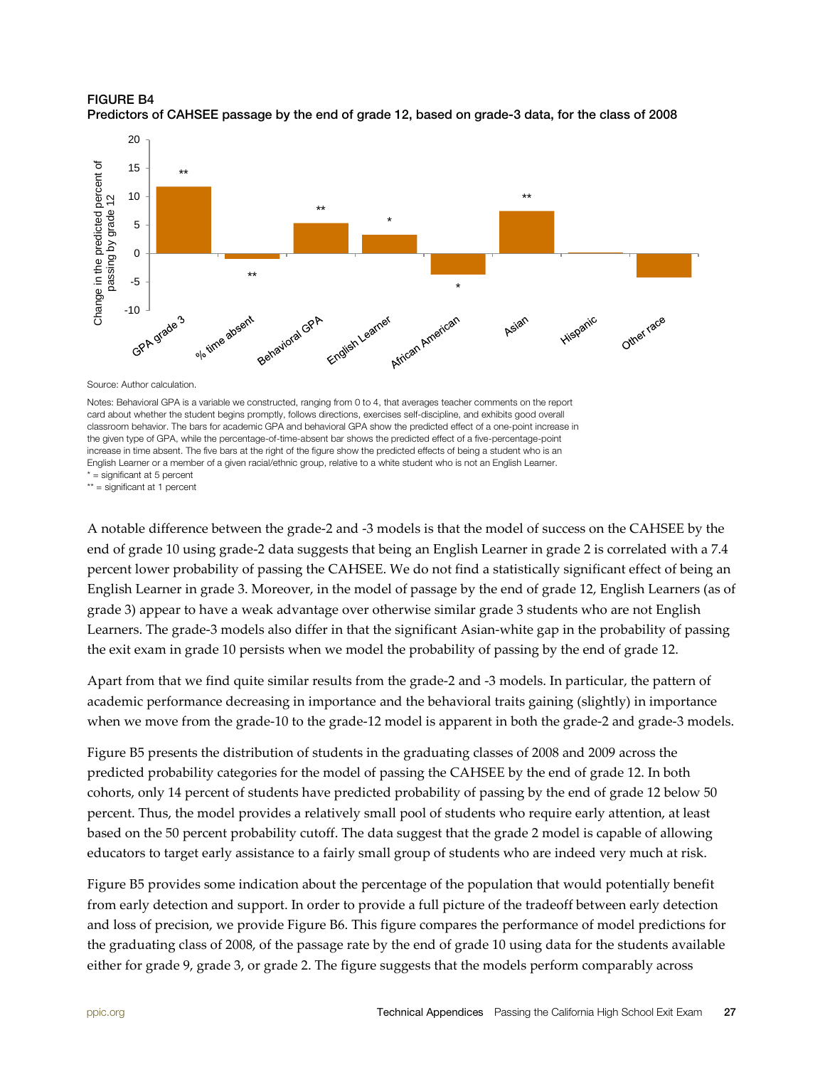**FIGURE B4**
**Predictors of CAHSEE passage by the end of grade 12, based on grade-3 data, for the class of 2008**

Source: Author calculation.

Notes: Behavioral GPA is a variable we constructed, ranging from 0 to 4, that averages teacher comments on the report card about whether the student begins promptly, follows directions, exercises self-discipline, and exhibits good overall classroom behavior. The bars for academic GPA and behavioral GPA show the predicted effect of a one-point increase in the given type of GPA, while the percentage-of-time-absent bar shows the predicted effect of a five-percentage-point increase in time absent. The five bars at the right of the figure show the predicted effects of being a student who is an English Learner or a member of a given racial/ethnic group, relative to a white student who is not an English Learner.
* = significant at 5 percent
** = significant at 1 percent

A notable difference between the grade-2 and -3 models is that the model of success on the CAHSEE by the end of grade 10 using grade-2 data suggests that being an English Learner in grade 2 is correlated with a 7.4 percent lower probability of passing the CAHSEE. We do not find a statistically significant effect of being an English Learner in grade 3. Moreover, in the model of passage by the end of grade 12, English Learners (as of grade 3) appear to have a weak advantage over otherwise similar grade 3 students who are not English Learners. The grade-3 models also differ in that the significant Asian-white gap in the probability of passing the exit exam in grade 10 persists when we model the probability of passing by the end of grade 12.

Apart from that we find quite similar results from the grade-2 and -3 models. In particular, the pattern of academic performance decreasing in importance and the behavioral traits gaining (slightly) in importance when we move from the grade-10 to the grade-12 model is apparent in both the grade-2 and grade-3 models.

Figure B5 presents the distribution of students in the graduating classes of 2008 and 2009 across the predicted probability categories for the model of passing the CAHSEE by the end of grade 12. In both cohorts, only 14 percent of students have predicted probability of passing by the end of grade 12 below 50 percent. Thus, the model provides a relatively small pool of students who require early attention, at least based on the 50 percent probability cutoff. The data suggest that the grade 2 model is capable of allowing educators to target early assistance to a fairly small group of students who are indeed very much at risk.

Figure B5 provides some indication about the percentage of the population that would potentially benefit from early detection and support. In order to provide a full picture of the tradeoff between early detection and loss of precision, we provide Figure B6. This figure compares the performance of model predictions for the graduating class of 2008, of the passage rate by the end of grade 10 using data for the students available either for grade 9, grade 3, or grade 2. The figure suggests that the models perform comparably across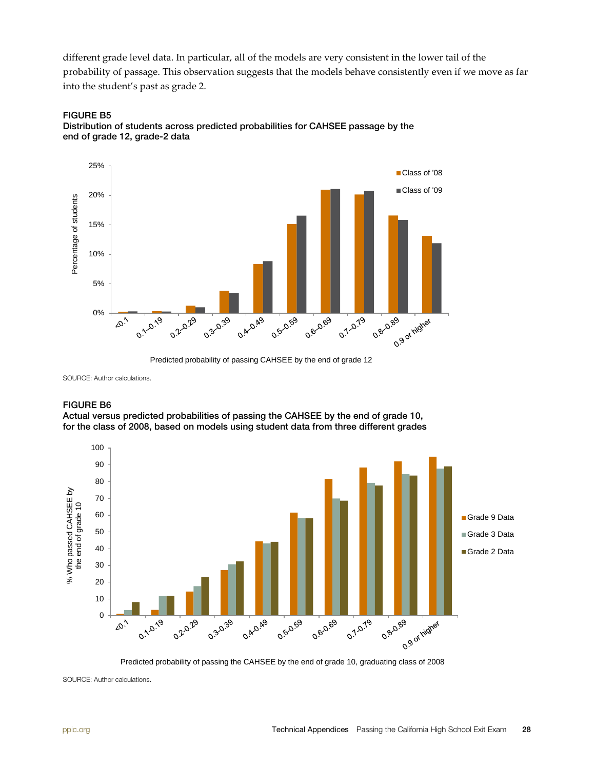different grade level data. In particular, all of the models are very consistent in the lower tail of the probability of passage. This observation suggests that the models behave consistently even if we move as far into the student's past as grade 2.

**FIGURE B5**
**Distribution of students across predicted probabilities for CAHSEE passage by the end of grade 12, grade-2 data**

SOURCE: Author calculations.

**FIGURE B6**
**Actual versus predicted probabilities of passing the CAHSEE by the end of grade 10, for the class of 2008, based on models using student data from three different grades**

SOURCE: Author calculations.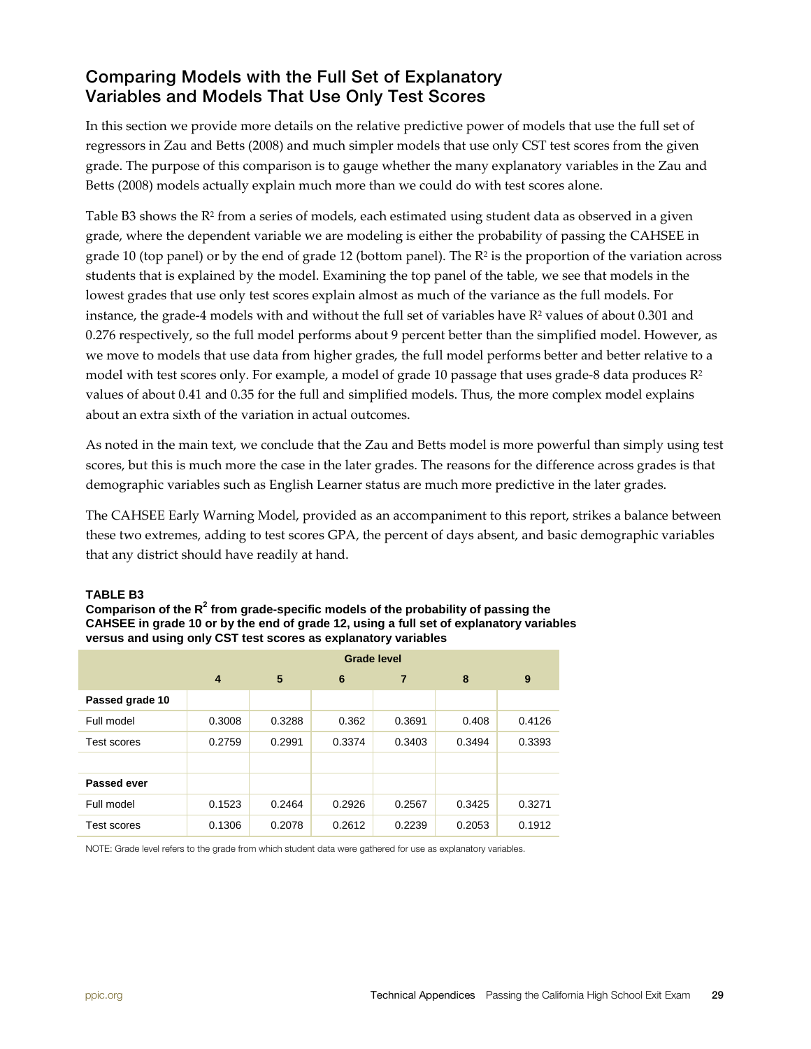## Comparing Models with the Full Set of Explanatory Variables and Models That Use Only Test Scores

In this section we provide more details on the relative predictive power of models that use the full set of regressors in Zau and Betts (2008) and much simpler models that use only CST test scores from the given grade. The purpose of this comparison is to gauge whether the many explanatory variables in the Zau and Betts (2008) models actually explain much more than we could do with test scores alone.

Table B3 shows the $R^2$ from a series of models, each estimated using student data as observed in a given grade, where the dependent variable we are modeling is either the probability of passing the CAHSEE in grade 10 (top panel) or by the end of grade 12 (bottom panel). The $R^2$ is the proportion of the variation across students that is explained by the model. Examining the top panel of the table, we see that models in the lowest grades that use only test scores explain almost as much of the variance as the full models. For instance, the grade-4 models with and without the full set of variables have $R^2$ values of about 0.301 and 0.276 respectively, so the full model performs about 9 percent better than the simplified model. However, as we move to models that use data from higher grades, the full model performs better and better relative to a model with test scores only. For example, a model of grade 10 passage that uses grade-8 data produces $R^2$ values of about 0.41 and 0.35 for the full and simplified models. Thus, the more complex model explains about an extra sixth of the variation in actual outcomes.

As noted in the main text, we conclude that the Zau and Betts model is more powerful than simply using test scores, but this is much more the case in the later grades. The reasons for the difference across grades is that demographic variables such as English Learner status are much more predictive in the later grades.

The CAHSEE Early Warning Model, provided as an accompaniment to this report, strikes a balance between these two extremes, adding to test scores GPA, the percent of days absent, and basic demographic variables that any district should have readily at hand.

**TABLE B3**
**Comparison of the $R^2$ from grade-specific models of the probability of passing the CAHSEE in grade 10 or by the end of grade 12, using a full set of explanatory variables versus and using only CST test scores as explanatory variables**

| | Grade level | | | | | |
|---|---|---|---|---|---|---|
| | 4 | 5 | 6 | 7 | 8 | 9 |
| **Passed grade 10** | | | | | | |
| Full model | 0.3008 | 0.3288 | 0.362 | 0.3691 | 0.408 | 0.4126 |
| Test scores | 0.2759 | 0.2991 | 0.3374 | 0.3403 | 0.3494 | 0.3393 |
| | | | | | | |
| **Passed ever** | | | | | | |
| Full model | 0.1523 | 0.2464 | 0.2926 | 0.2567 | 0.3425 | 0.3271 |
| Test scores | 0.1306 | 0.2078 | 0.2612 | 0.2239 | 0.2053 | 0.1912 |

NOTE: Grade level refers to the grade from which student data were gathered for use as explanatory variables.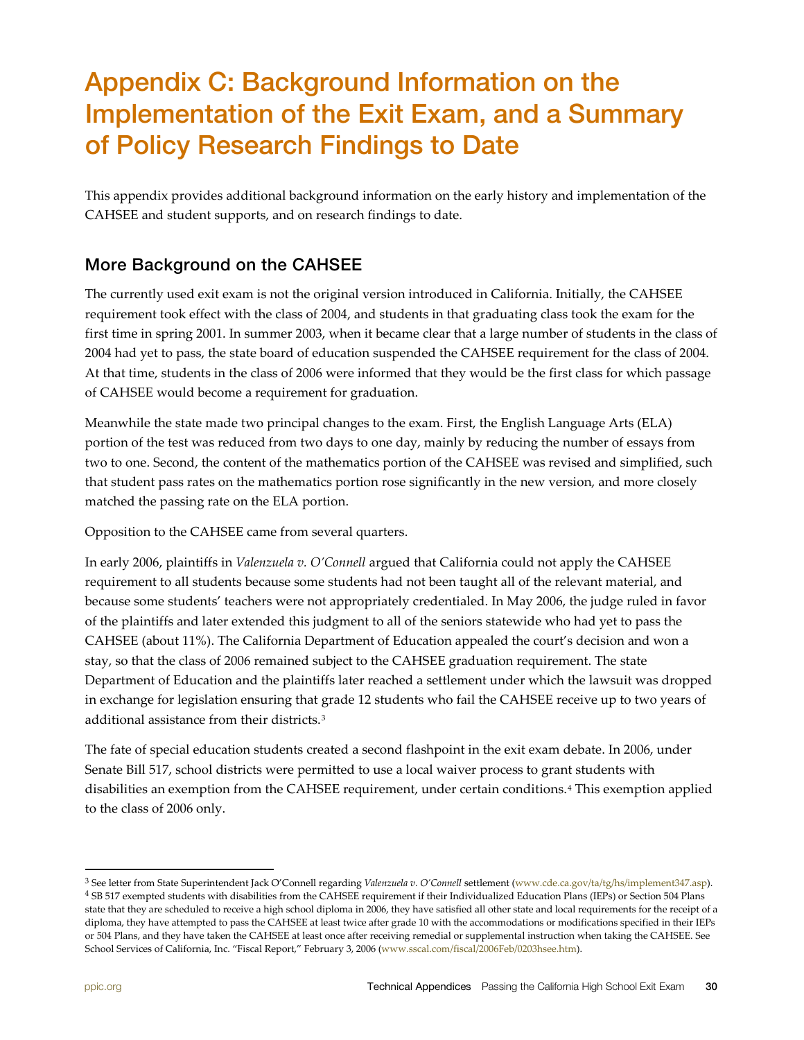# Appendix C: Background Information on the Implementation of the Exit Exam, and a Summary of Policy Research Findings to Date

This appendix provides additional background information on the early history and implementation of the CAHSEE and student supports, and on research findings to date.

## More Background on the CAHSEE

The currently used exit exam is not the original version introduced in California. Initially, the CAHSEE requirement took effect with the class of 2004, and students in that graduating class took the exam for the first time in spring 2001. In summer 2003, when it became clear that a large number of students in the class of 2004 had yet to pass, the state board of education suspended the CAHSEE requirement for the class of 2004. At that time, students in the class of 2006 were informed that they would be the first class for which passage of CAHSEE would become a requirement for graduation.

Meanwhile the state made two principal changes to the exam. First, the English Language Arts (ELA) portion of the test was reduced from two days to one day, mainly by reducing the number of essays from two to one. Second, the content of the mathematics portion of the CAHSEE was revised and simplified, such that student pass rates on the mathematics portion rose significantly in the new version, and more closely matched the passing rate on the ELA portion.

Opposition to the CAHSEE came from several quarters.

In early 2006, plaintiffs in *Valenzuela v. O'Connell* argued that California could not apply the CAHSEE requirement to all students because some students had not been taught all of the relevant material, and because some students' teachers were not appropriately credentialed. In May 2006, the judge ruled in favor of the plaintiffs and later extended this judgment to all of the seniors statewide who had yet to pass the CAHSEE (about 11%). The California Department of Education appealed the court's decision and won a stay, so that the class of 2006 remained subject to the CAHSEE graduation requirement. The state Department of Education and the plaintiffs later reached a settlement under which the lawsuit was dropped in exchange for legislation ensuring that grade 12 students who fail the CAHSEE receive up to two years of additional assistance from their districts.[3]

The fate of special education students created a second flashpoint in the exit exam debate. In 2006, under Senate Bill 517, school districts were permitted to use a local waiver process to grant students with disabilities an exemption from the CAHSEE requirement, under certain conditions.[4] This exemption applied to the class of 2006 only.

---

[3] See letter from State Superintendent Jack O'Connell regarding *Valenzuela v. O'Connell* settlement (www.cde.ca.gov/ta/tg/hs/implement347.asp).

[4] SB 517 exempted students with disabilities from the CAHSEE requirement if their Individualized Education Plans (IEPs) or Section 504 Plans state that they are scheduled to receive a high school diploma in 2006, they have satisfied all other state and local requirements for the receipt of a diploma, they have attempted to pass the CAHSEE at least twice after grade 10 with the accommodations or modifications specified in their IEPs or 504 Plans, and they have taken the CAHSEE at least once after receiving remedial or supplemental instruction when taking the CAHSEE. See School Services of California, Inc. "Fiscal Report," February 3, 2006 (www.sscal.com/fiscal/2006Feb/0203hsee.htm).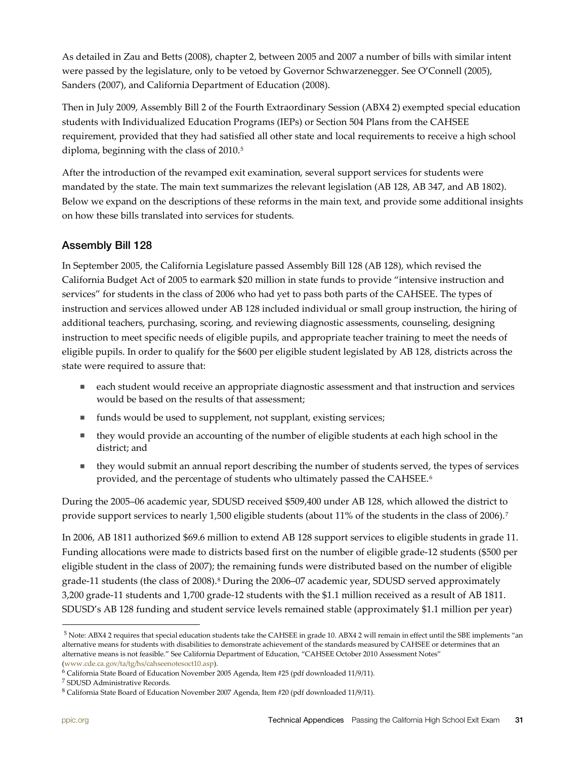As detailed in Zau and Betts (2008), chapter 2, between 2005 and 2007 a number of bills with similar intent were passed by the legislature, only to be vetoed by Governor Schwarzenegger. See O'Connell (2005), Sanders (2007), and California Department of Education (2008).

Then in July 2009, Assembly Bill 2 of the Fourth Extraordinary Session (ABX4 2) exempted special education students with Individualized Education Programs (IEPs) or Section 504 Plans from the CAHSEE requirement, provided that they had satisfied all other state and local requirements to receive a high school diploma, beginning with the class of 2010.[5]

After the introduction of the revamped exit examination, several support services for students were mandated by the state. The main text summarizes the relevant legislation (AB 128, AB 347, and AB 1802). Below we expand on the descriptions of these reforms in the main text, and provide some additional insights on how these bills translated into services for students.

## Assembly Bill 128

In September 2005, the California Legislature passed Assembly Bill 128 (AB 128), which revised the California Budget Act of 2005 to earmark $20 million in state funds to provide "intensive instruction and services" for students in the class of 2006 who had yet to pass both parts of the CAHSEE. The types of instruction and services allowed under AB 128 included individual or small group instruction, the hiring of additional teachers, purchasing, scoring, and reviewing diagnostic assessments, counseling, designing instruction to meet specific needs of eligible pupils, and appropriate teacher training to meet the needs of eligible pupils. In order to qualify for the $600 per eligible student legislated by AB 128, districts across the state were required to assure that:

- each student would receive an appropriate diagnostic assessment and that instruction and services would be based on the results of that assessment;
- funds would be used to supplement, not supplant, existing services;
- they would provide an accounting of the number of eligible students at each high school in the district; and
- they would submit an annual report describing the number of students served, the types of services provided, and the percentage of students who ultimately passed the CAHSEE.[6]

During the 2005–06 academic year, SDUSD received $509,400 under AB 128, which allowed the district to provide support services to nearly 1,500 eligible students (about 11% of the students in the class of 2006).[7]

In 2006, AB 1811 authorized $69.6 million to extend AB 128 support services to eligible students in grade 11. Funding allocations were made to districts based first on the number of eligible grade-12 students ($500 per eligible student in the class of 2007); the remaining funds were distributed based on the number of eligible grade-11 students (the class of 2008).[8] During the 2006–07 academic year, SDUSD served approximately 3,200 grade-11 students and 1,700 grade-12 students with the $1.1 million received as a result of AB 1811. SDUSD's AB 128 funding and student service levels remained stable (approximately $1.1 million per year)

---

[5] Note: ABX4 2 requires that special education students take the CAHSEE in grade 10. ABX4 2 will remain in effect until the SBE implements "an alternative means for students with disabilities to demonstrate achievement of the standards measured by CAHSEE or determines that an alternative means is not feasible." See California Department of Education, "CAHSEE October 2010 Assessment Notes" (www.cde.ca.gov/ta/tg/hs/cahseenotesoct10.asp).

[6] California State Board of Education November 2005 Agenda, Item #25 (pdf downloaded 11/9/11).

[7] SDUSD Administrative Records.

[8] California State Board of Education November 2007 Agenda, Item #20 (pdf downloaded 11/9/11).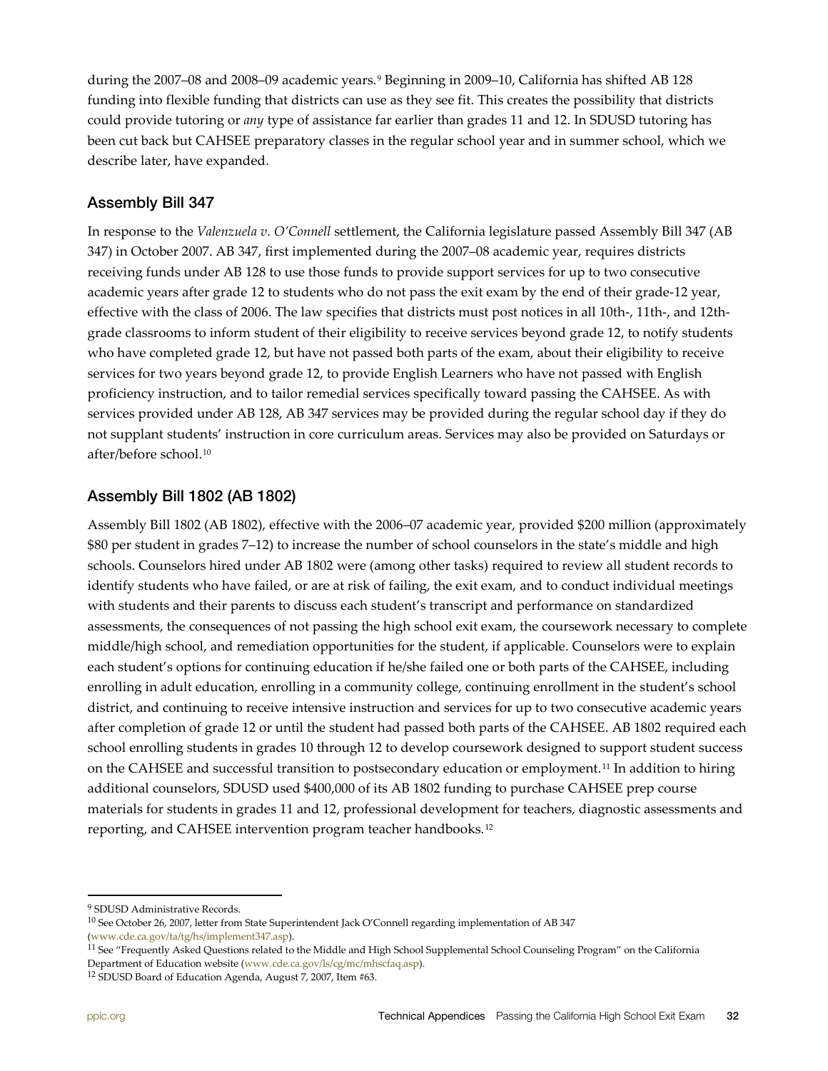during the 2007–08 and 2008–09 academic years.[9] Beginning in 2009–10, California has shifted AB 128 funding into flexible funding that districts can use as they see fit. This creates the possibility that districts could provide tutoring or *any* type of assistance far earlier than grades 11 and 12. In SDUSD tutoring has been cut back but CAHSEE preparatory classes in the regular school year and in summer school, which we describe later, have expanded.

## Assembly Bill 347

In response to the *Valenzuela v. O'Connell* settlement, the California legislature passed Assembly Bill 347 (AB 347) in October 2007. AB 347, first implemented during the 2007–08 academic year, requires districts receiving funds under AB 128 to use those funds to provide support services for up to two consecutive academic years after grade 12 to students who do not pass the exit exam by the end of their grade-12 year, effective with the class of 2006. The law specifies that districts must post notices in all 10th-, 11th-, and 12th-grade classrooms to inform student of their eligibility to receive services beyond grade 12, to notify students who have completed grade 12, but have not passed both parts of the exam, about their eligibility to receive services for two years beyond grade 12, to provide English Learners who have not passed with English proficiency instruction, and to tailor remedial services specifically toward passing the CAHSEE. As with services provided under AB 128, AB 347 services may be provided during the regular school day if they do not supplant students' instruction in core curriculum areas. Services may also be provided on Saturdays or after/before school.[10]

## Assembly Bill 1802 (AB 1802)

Assembly Bill 1802 (AB 1802), effective with the 2006–07 academic year, provided $200 million (approximately $80 per student in grades 7–12) to increase the number of school counselors in the state's middle and high schools. Counselors hired under AB 1802 were (among other tasks) required to review all student records to identify students who have failed, or are at risk of failing, the exit exam, and to conduct individual meetings with students and their parents to discuss each student's transcript and performance on standardized assessments, the consequences of not passing the high school exit exam, the coursework necessary to complete middle/high school, and remediation opportunities for the student, if applicable. Counselors were to explain each student's options for continuing education if he/she failed one or both parts of the CAHSEE, including enrolling in adult education, enrolling in a community college, continuing enrollment in the student's school district, and continuing to receive intensive instruction and services for up to two consecutive academic years after completion of grade 12 or until the student had passed both parts of the CAHSEE. AB 1802 required each school enrolling students in grades 10 through 12 to develop coursework designed to support student success on the CAHSEE and successful transition to postsecondary education or employment.[11] In addition to hiring additional counselors, SDUSD used $400,000 of its AB 1802 funding to purchase CAHSEE prep course materials for students in grades 11 and 12, professional development for teachers, diagnostic assessments and reporting, and CAHSEE intervention program teacher handbooks.[12]

---

[9] SDUSD Administrative Records.

[10] See October 26, 2007, letter from State Superintendent Jack O'Connell regarding implementation of AB 347 (www.cde.ca.gov/ta/tg/hs/implement347.asp).

[11] See "Frequently Asked Questions related to the Middle and High School Supplemental School Counseling Program" on the California Department of Education website (www.cde.ca.gov/ls/cg/mc/mhscfaq.asp).

[12] SDUSD Board of Education Agenda, August 7, 2007, Item #63.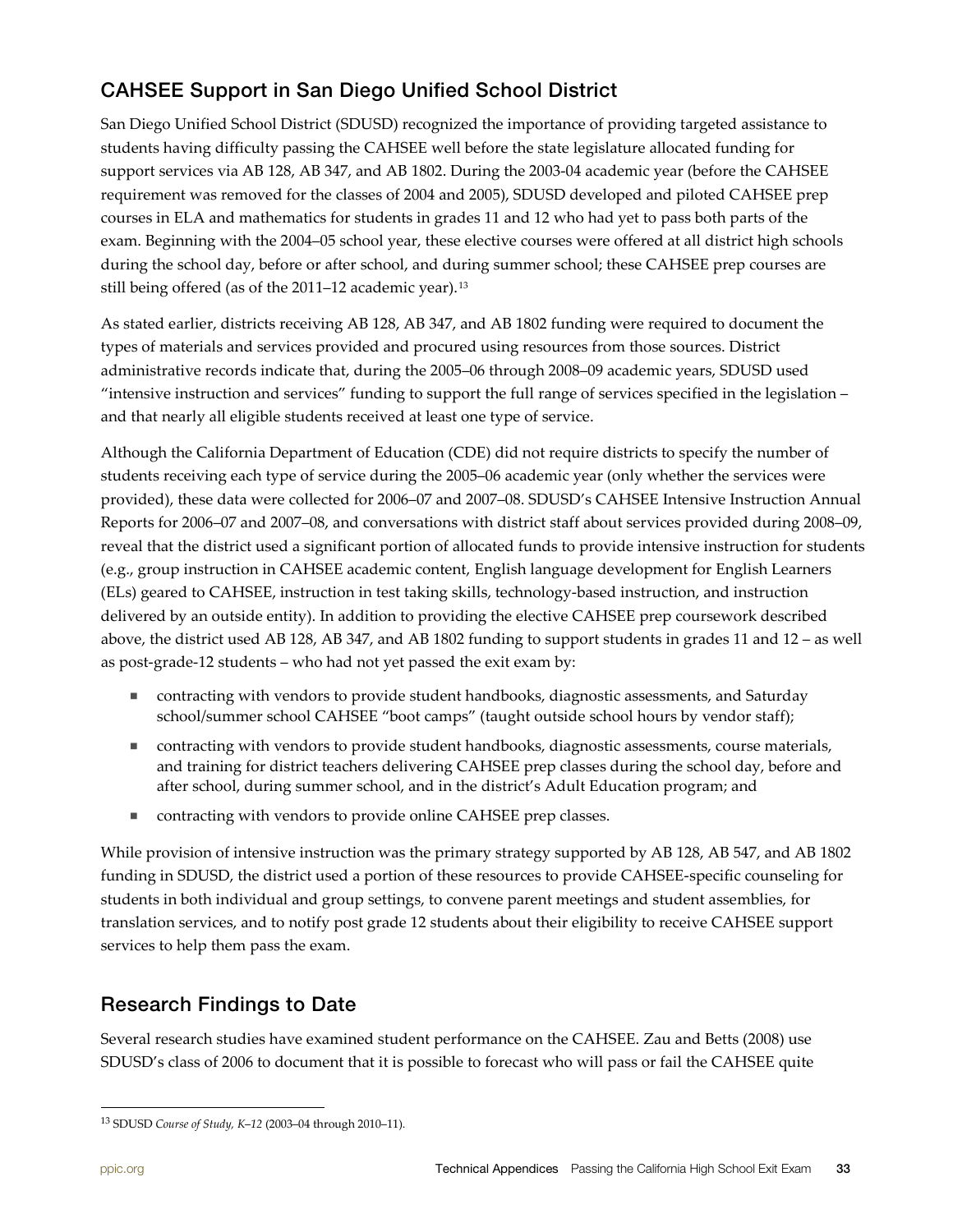## CAHSEE Support in San Diego Unified School District

San Diego Unified School District (SDUSD) recognized the importance of providing targeted assistance to students having difficulty passing the CAHSEE well before the state legislature allocated funding for support services via AB 128, AB 347, and AB 1802. During the 2003-04 academic year (before the CAHSEE requirement was removed for the classes of 2004 and 2005), SDUSD developed and piloted CAHSEE prep courses in ELA and mathematics for students in grades 11 and 12 who had yet to pass both parts of the exam. Beginning with the 2004–05 school year, these elective courses were offered at all district high schools during the school day, before or after school, and during summer school; these CAHSEE prep courses are still being offered (as of the 2011–12 academic year).[13]

As stated earlier, districts receiving AB 128, AB 347, and AB 1802 funding were required to document the types of materials and services provided and procured using resources from those sources. District administrative records indicate that, during the 2005–06 through 2008–09 academic years, SDUSD used "intensive instruction and services" funding to support the full range of services specified in the legislation – and that nearly all eligible students received at least one type of service.

Although the California Department of Education (CDE) did not require districts to specify the number of students receiving each type of service during the 2005–06 academic year (only whether the services were provided), these data were collected for 2006–07 and 2007–08. SDUSD's CAHSEE Intensive Instruction Annual Reports for 2006–07 and 2007–08, and conversations with district staff about services provided during 2008–09, reveal that the district used a significant portion of allocated funds to provide intensive instruction for students (e.g., group instruction in CAHSEE academic content, English language development for English Learners (ELs) geared to CAHSEE, instruction in test taking skills, technology-based instruction, and instruction delivered by an outside entity). In addition to providing the elective CAHSEE prep coursework described above, the district used AB 128, AB 347, and AB 1802 funding to support students in grades 11 and 12 – as well as post-grade-12 students – who had not yet passed the exit exam by:

- contracting with vendors to provide student handbooks, diagnostic assessments, and Saturday school/summer school CAHSEE "boot camps" (taught outside school hours by vendor staff);
- contracting with vendors to provide student handbooks, diagnostic assessments, course materials, and training for district teachers delivering CAHSEE prep classes during the school day, before and after school, during summer school, and in the district's Adult Education program; and
- contracting with vendors to provide online CAHSEE prep classes.

While provision of intensive instruction was the primary strategy supported by AB 128, AB 547, and AB 1802 funding in SDUSD, the district used a portion of these resources to provide CAHSEE-specific counseling for students in both individual and group settings, to convene parent meetings and student assemblies, for translation services, and to notify post grade 12 students about their eligibility to receive CAHSEE support services to help them pass the exam.

## Research Findings to Date

Several research studies have examined student performance on the CAHSEE. Zau and Betts (2008) use SDUSD's class of 2006 to document that it is possible to forecast who will pass or fail the CAHSEE quite

---

[13] SDUSD *Course of Study, K–12* (2003–04 through 2010–11).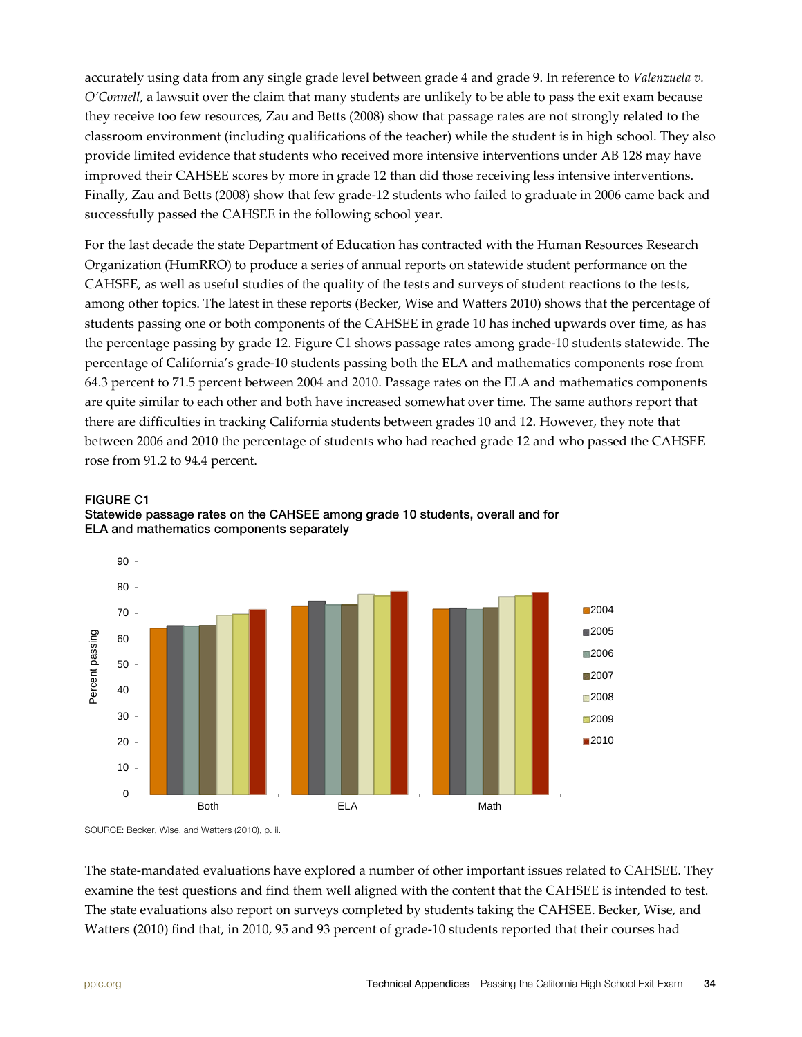accurately using data from any single grade level between grade 4 and grade 9. In reference to *Valenzuela v. O'Connell*, a lawsuit over the claim that many students are unlikely to be able to pass the exit exam because they receive too few resources, Zau and Betts (2008) show that passage rates are not strongly related to the classroom environment (including qualifications of the teacher) while the student is in high school. They also provide limited evidence that students who received more intensive interventions under AB 128 may have improved their CAHSEE scores by more in grade 12 than did those receiving less intensive interventions. Finally, Zau and Betts (2008) show that few grade-12 students who failed to graduate in 2006 came back and successfully passed the CAHSEE in the following school year.

For the last decade the state Department of Education has contracted with the Human Resources Research Organization (HumRRO) to produce a series of annual reports on statewide student performance on the CAHSEE, as well as useful studies of the quality of the tests and surveys of student reactions to the tests, among other topics. The latest in these reports (Becker, Wise and Watters 2010) shows that the percentage of students passing one or both components of the CAHSEE in grade 10 has inched upwards over time, as has the percentage passing by grade 12. Figure C1 shows passage rates among grade-10 students statewide. The percentage of California's grade-10 students passing both the ELA and mathematics components rose from 64.3 percent to 71.5 percent between 2004 and 2010. Passage rates on the ELA and mathematics components are quite similar to each other and both have increased somewhat over time. The same authors report that there are difficulties in tracking California students between grades 10 and 12. However, they note that between 2006 and 2010 the percentage of students who had reached grade 12 and who passed the CAHSEE rose from 91.2 to 94.4 percent.

**FIGURE C1**
**Statewide passage rates on the CAHSEE among grade 10 students, overall and for ELA and mathematics components separately**

SOURCE: Becker, Wise, and Watters (2010), p. ii.

The state-mandated evaluations have explored a number of other important issues related to CAHSEE. They examine the test questions and find them well aligned with the content that the CAHSEE is intended to test. The state evaluations also report on surveys completed by students taking the CAHSEE. Becker, Wise, and Watters (2010) find that, in 2010, 95 and 93 percent of grade-10 students reported that their courses had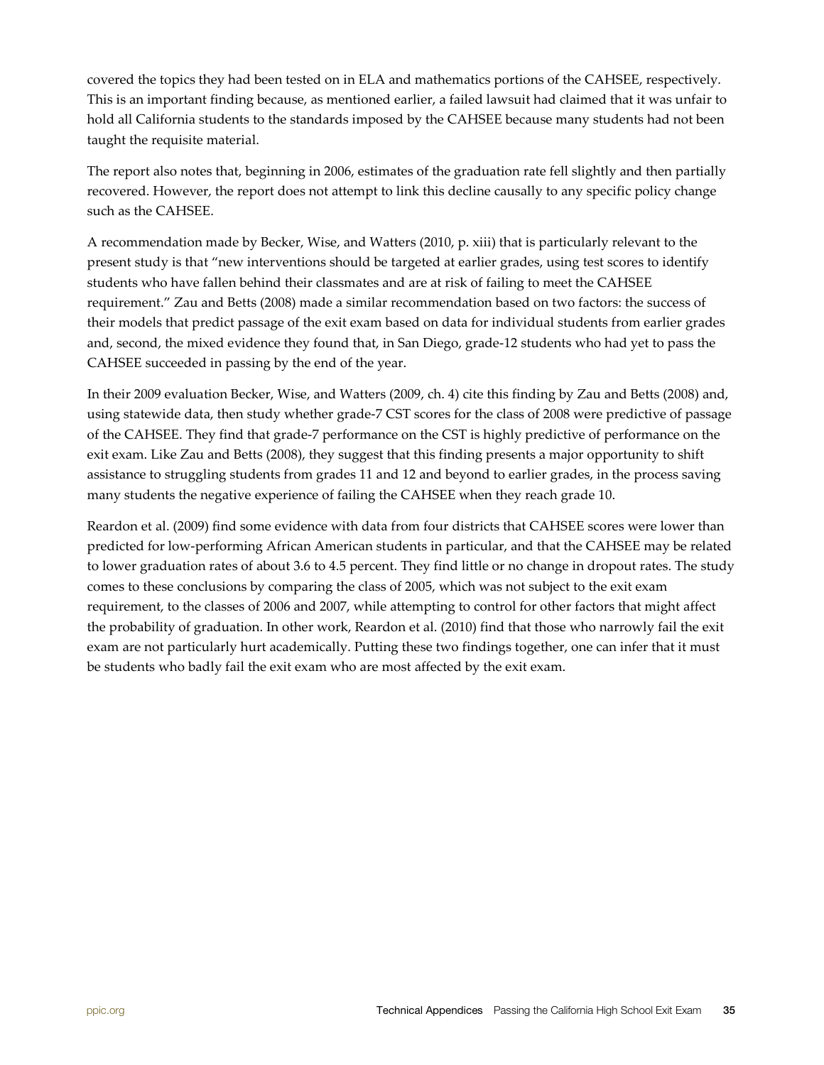covered the topics they had been tested on in ELA and mathematics portions of the CAHSEE, respectively. This is an important finding because, as mentioned earlier, a failed lawsuit had claimed that it was unfair to hold all California students to the standards imposed by the CAHSEE because many students had not been taught the requisite material.

The report also notes that, beginning in 2006, estimates of the graduation rate fell slightly and then partially recovered. However, the report does not attempt to link this decline causally to any specific policy change such as the CAHSEE.

A recommendation made by Becker, Wise, and Watters (2010, p. xiii) that is particularly relevant to the present study is that "new interventions should be targeted at earlier grades, using test scores to identify students who have fallen behind their classmates and are at risk of failing to meet the CAHSEE requirement." Zau and Betts (2008) made a similar recommendation based on two factors: the success of their models that predict passage of the exit exam based on data for individual students from earlier grades and, second, the mixed evidence they found that, in San Diego, grade-12 students who had yet to pass the CAHSEE succeeded in passing by the end of the year.

In their 2009 evaluation Becker, Wise, and Watters (2009, ch. 4) cite this finding by Zau and Betts (2008) and, using statewide data, then study whether grade-7 CST scores for the class of 2008 were predictive of passage of the CAHSEE. They find that grade-7 performance on the CST is highly predictive of performance on the exit exam. Like Zau and Betts (2008), they suggest that this finding presents a major opportunity to shift assistance to struggling students from grades 11 and 12 and beyond to earlier grades, in the process saving many students the negative experience of failing the CAHSEE when they reach grade 10.

Reardon et al. (2009) find some evidence with data from four districts that CAHSEE scores were lower than predicted for low-performing African American students in particular, and that the CAHSEE may be related to lower graduation rates of about 3.6 to 4.5 percent. They find little or no change in dropout rates. The study comes to these conclusions by comparing the class of 2005, which was not subject to the exit exam requirement, to the classes of 2006 and 2007, while attempting to control for other factors that might affect the probability of graduation. In other work, Reardon et al. (2010) find that those who narrowly fail the exit exam are not particularly hurt academically. Putting these two findings together, one can infer that it must be students who badly fail the exit exam who are most affected by the exit exam.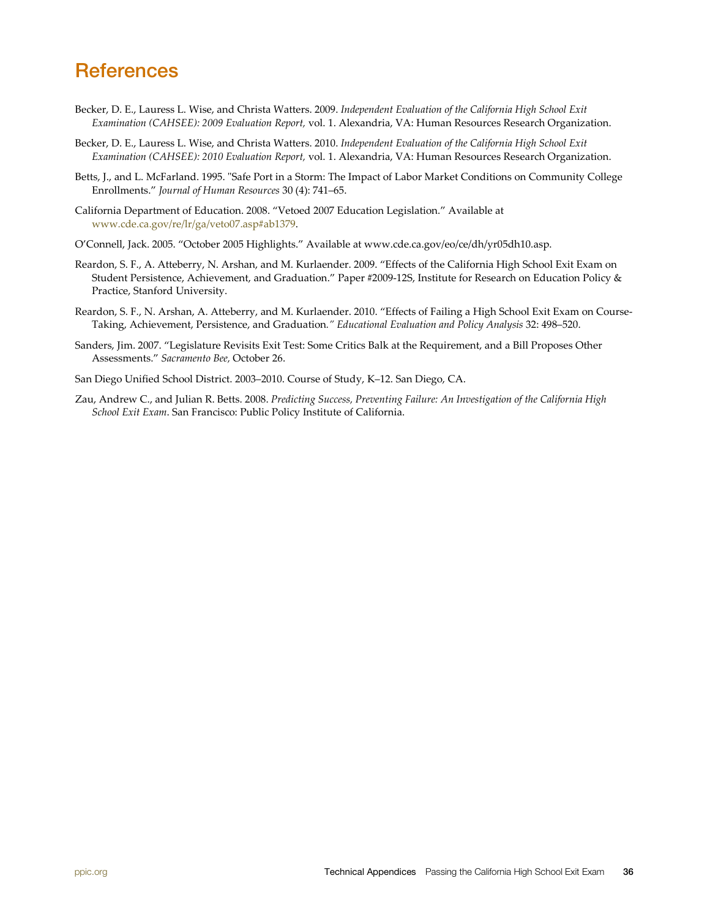# References

Becker, D. E., Lauress L. Wise, and Christa Watters. 2009. *Independent Evaluation of the California High School Exit Examination (CAHSEE): 2009 Evaluation Report,* vol. 1. Alexandria, VA: Human Resources Research Organization.

Becker, D. E., Lauress L. Wise, and Christa Watters. 2010. *Independent Evaluation of the California High School Exit Examination (CAHSEE): 2010 Evaluation Report,* vol. 1. Alexandria, VA: Human Resources Research Organization.

Betts, J., and L. McFarland. 1995. "Safe Port in a Storm: The Impact of Labor Market Conditions on Community College Enrollments." *Journal of Human Resources* 30 (4): 741–65.

California Department of Education. 2008. "Vetoed 2007 Education Legislation." Available at www.cde.ca.gov/re/lr/ga/veto07.asp#ab1379.

O'Connell, Jack. 2005. "October 2005 Highlights." Available at www.cde.ca.gov/eo/ce/dh/yr05dh10.asp.

Reardon, S. F., A. Atteberry, N. Arshan, and M. Kurlaender. 2009. "Effects of the California High School Exit Exam on Student Persistence, Achievement, and Graduation." Paper #2009-12S, Institute for Research on Education Policy & Practice, Stanford University.

Reardon, S. F., N. Arshan, A. Atteberry, and M. Kurlaender. 2010. "Effects of Failing a High School Exit Exam on Course-Taking, Achievement, Persistence, and Graduation*." Educational Evaluation and Policy Analysis* 32: 498–520.

Sanders, Jim. 2007. "Legislature Revisits Exit Test: Some Critics Balk at the Requirement, and a Bill Proposes Other Assessments." *Sacramento Bee,* October 26.

San Diego Unified School District. 2003–2010. Course of Study, K–12. San Diego, CA.

Zau, Andrew C., and Julian R. Betts. 2008. *Predicting Success, Preventing Failure: An Investigation of the California High School Exit Exam*. San Francisco: Public Policy Institute of California.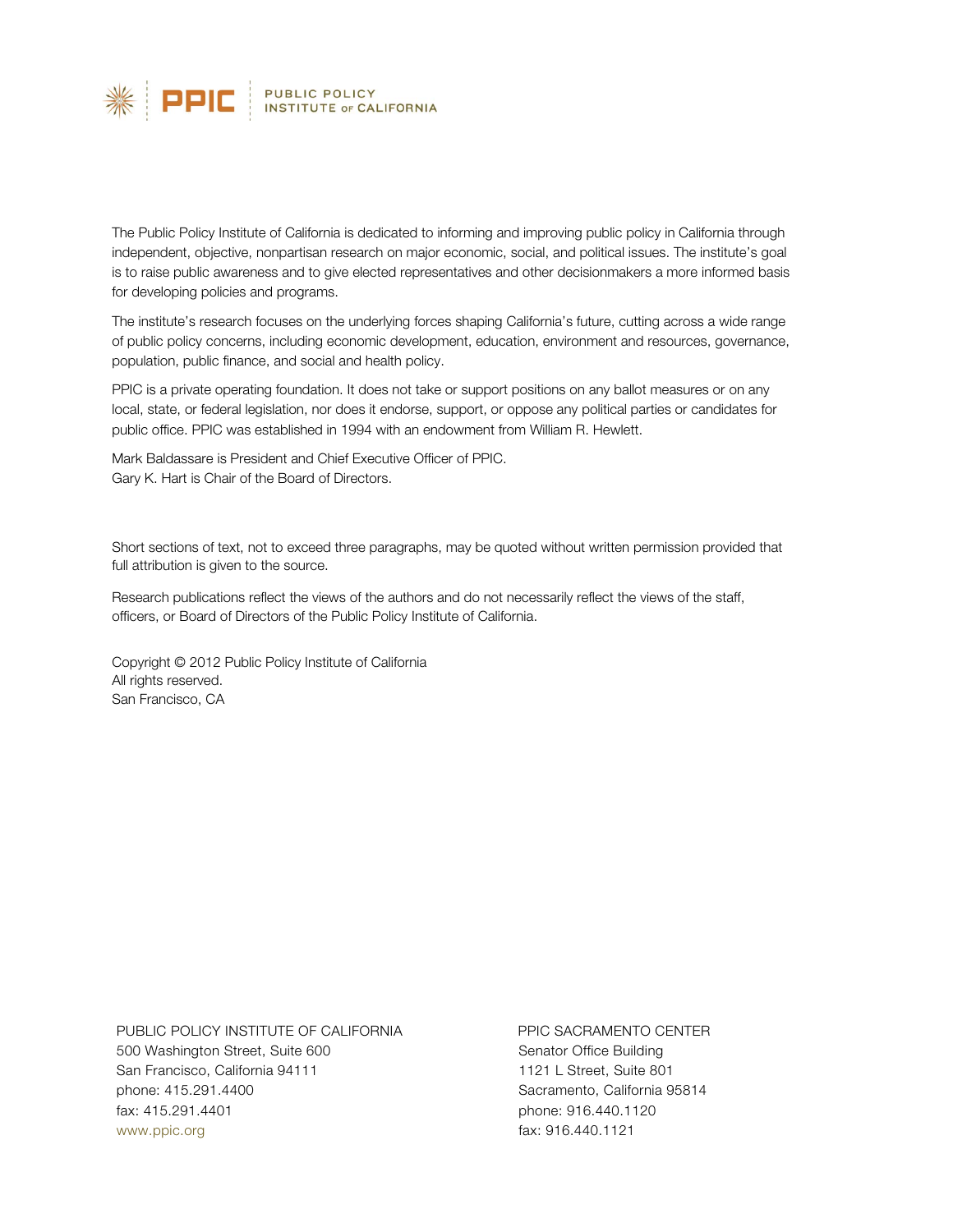PPIC | PUBLIC POLICY INSTITUTE OF CALIFORNIA

The Public Policy Institute of California is dedicated to informing and improving public policy in California through independent, objective, nonpartisan research on major economic, social, and political issues. The institute's goal is to raise public awareness and to give elected representatives and other decisionmakers a more informed basis for developing policies and programs.

The institute's research focuses on the underlying forces shaping California's future, cutting across a wide range of public policy concerns, including economic development, education, environment and resources, governance, population, public finance, and social and health policy.

PPIC is a private operating foundation. It does not take or support positions on any ballot measures or on any local, state, or federal legislation, nor does it endorse, support, or oppose any political parties or candidates for public office. PPIC was established in 1994 with an endowment from William R. Hewlett.

Mark Baldassare is President and Chief Executive Officer of PPIC.
Gary K. Hart is Chair of the Board of Directors.

Short sections of text, not to exceed three paragraphs, may be quoted without written permission provided that full attribution is given to the source.

Research publications reflect the views of the authors and do not necessarily reflect the views of the staff, officers, or Board of Directors of the Public Policy Institute of California.

Copyright © 2012 Public Policy Institute of California
All rights reserved.
San Francisco, CA

PUBLIC POLICY INSTITUTE OF CALIFORNIA
500 Washington Street, Suite 600
San Francisco, California 94111
phone: 415.291.4400
fax: 415.291.4401
www.ppic.org

PPIC SACRAMENTO CENTER
Senator Office Building
1121 L Street, Suite 801
Sacramento, California 95814
phone: 916.440.1120
fax: 916.440.1121